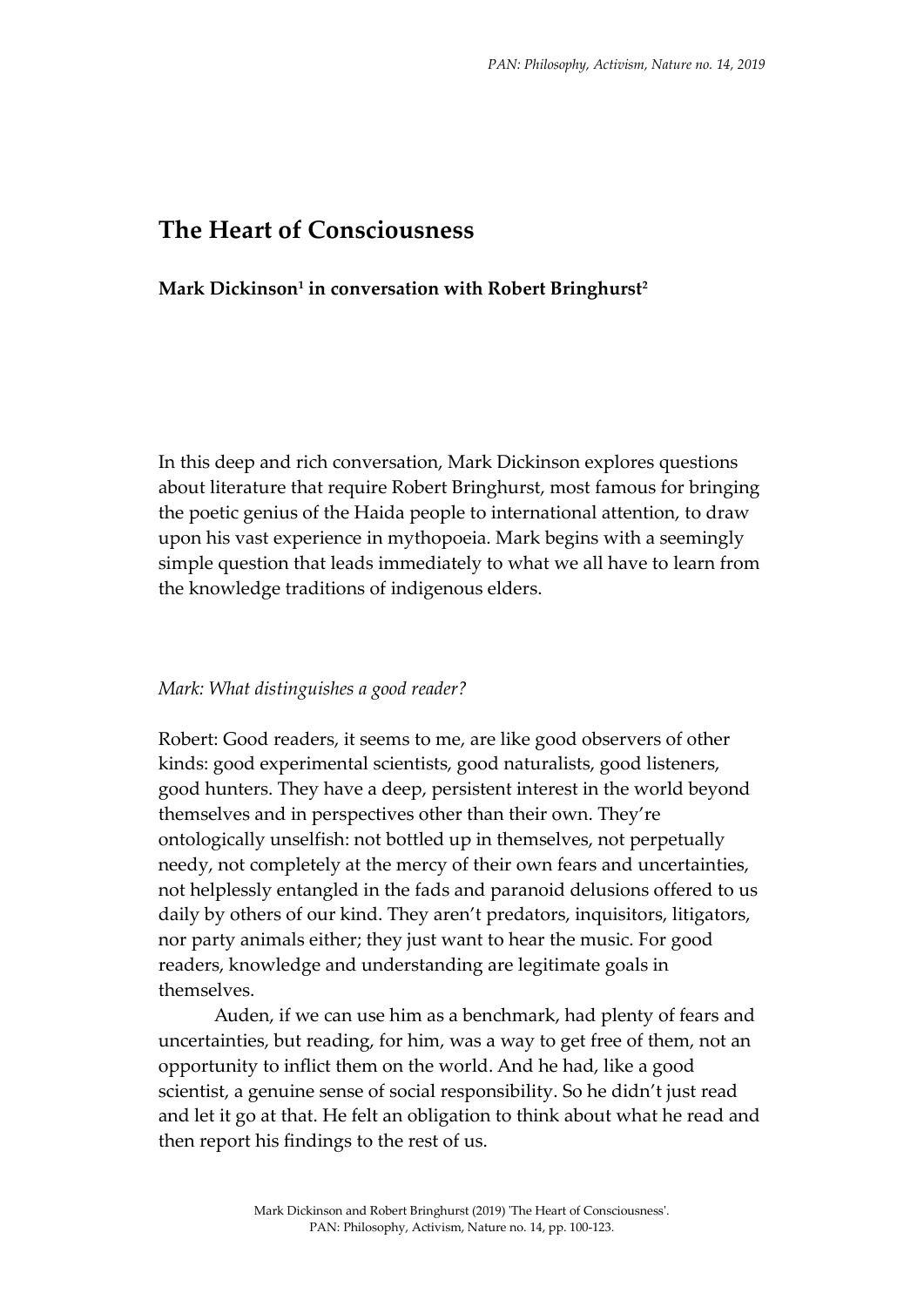# The Heart of Consciousness

**Mark Dickinson[1] in conversation with Robert Bringhurst[2]**

In this deep and rich conversation, Mark Dickinson explores questions about literature that require Robert Bringhurst, most famous for bringing the poetic genius of the Haida people to international attention, to draw upon his vast experience in mythopoeia. Mark begins with a seemingly simple question that leads immediately to what we all have to learn from the knowledge traditions of indigenous elders.

*Mark: What distinguishes a good reader?*

Robert: Good readers, it seems to me, are like good observers of other kinds: good experimental scientists, good naturalists, good listeners, good hunters. They have a deep, persistent interest in the world beyond themselves and in perspectives other than their own. They're ontologically unselfish: not bottled up in themselves, not perpetually needy, not completely at the mercy of their own fears and uncertainties, not helplessly entangled in the fads and paranoid delusions offered to us daily by others of our kind. They aren't predators, inquisitors, litigators, nor party animals either; they just want to hear the music. For good readers, knowledge and understanding are legitimate goals in themselves.

Auden, if we can use him as a benchmark, had plenty of fears and uncertainties, but reading, for him, was a way to get free of them, not an opportunity to inflict them on the world. And he had, like a good scientist, a genuine sense of social responsibility. So he didn't just read and let it go at that. He felt an obligation to think about what he read and then report his findings to the rest of us.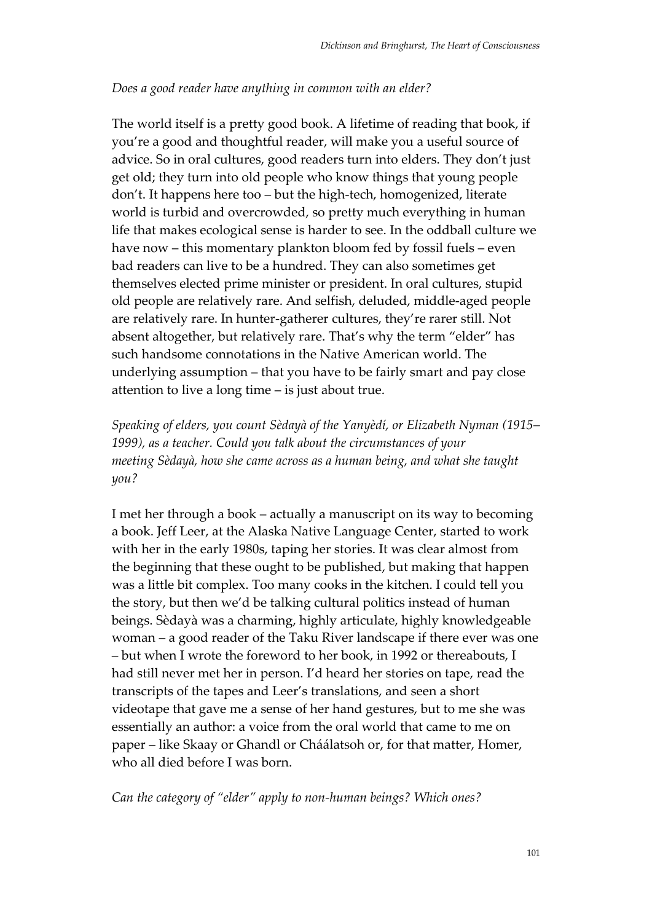*Does a good reader have anything in common with an elder?*

The world itself is a pretty good book. A lifetime of reading that book, if you're a good and thoughtful reader, will make you a useful source of advice. So in oral cultures, good readers turn into elders. They don't just get old; they turn into old people who know things that young people don't. It happens here too – but the high-tech, homogenized, literate world is turbid and overcrowded, so pretty much everything in human life that makes ecological sense is harder to see. In the oddball culture we have now – this momentary plankton bloom fed by fossil fuels – even bad readers can live to be a hundred. They can also sometimes get themselves elected prime minister or president. In oral cultures, stupid old people are relatively rare. And selfish, deluded, middle-aged people are relatively rare. In hunter-gatherer cultures, they're rarer still. Not absent altogether, but relatively rare. That's why the term "elder" has such handsome connotations in the Native American world. The underlying assumption – that you have to be fairly smart and pay close attention to live a long time – is just about true.

*Speaking of elders, you count Sèdayà of the Yanyèdí, or Elizabeth Nyman (1915–1999), as a teacher. Could you talk about the circumstances of your meeting Sèdayà, how she came across as a human being, and what she taught you?*

I met her through a book – actually a manuscript on its way to becoming a book. Jeff Leer, at the Alaska Native Language Center, started to work with her in the early 1980s, taping her stories. It was clear almost from the beginning that these ought to be published, but making that happen was a little bit complex. Too many cooks in the kitchen. I could tell you the story, but then we'd be talking cultural politics instead of human beings. Sèdayà was a charming, highly articulate, highly knowledgeable woman – a good reader of the Taku River landscape if there ever was one – but when I wrote the foreword to her book, in 1992 or thereabouts, I had still never met her in person. I'd heard her stories on tape, read the transcripts of the tapes and Leer's translations, and seen a short videotape that gave me a sense of her hand gestures, but to me she was essentially an author: a voice from the oral world that came to me on paper – like Skaay or Ghandl or Cháálatsoh or, for that matter, Homer, who all died before I was born.

*Can the category of "elder" apply to non-human beings? Which ones?*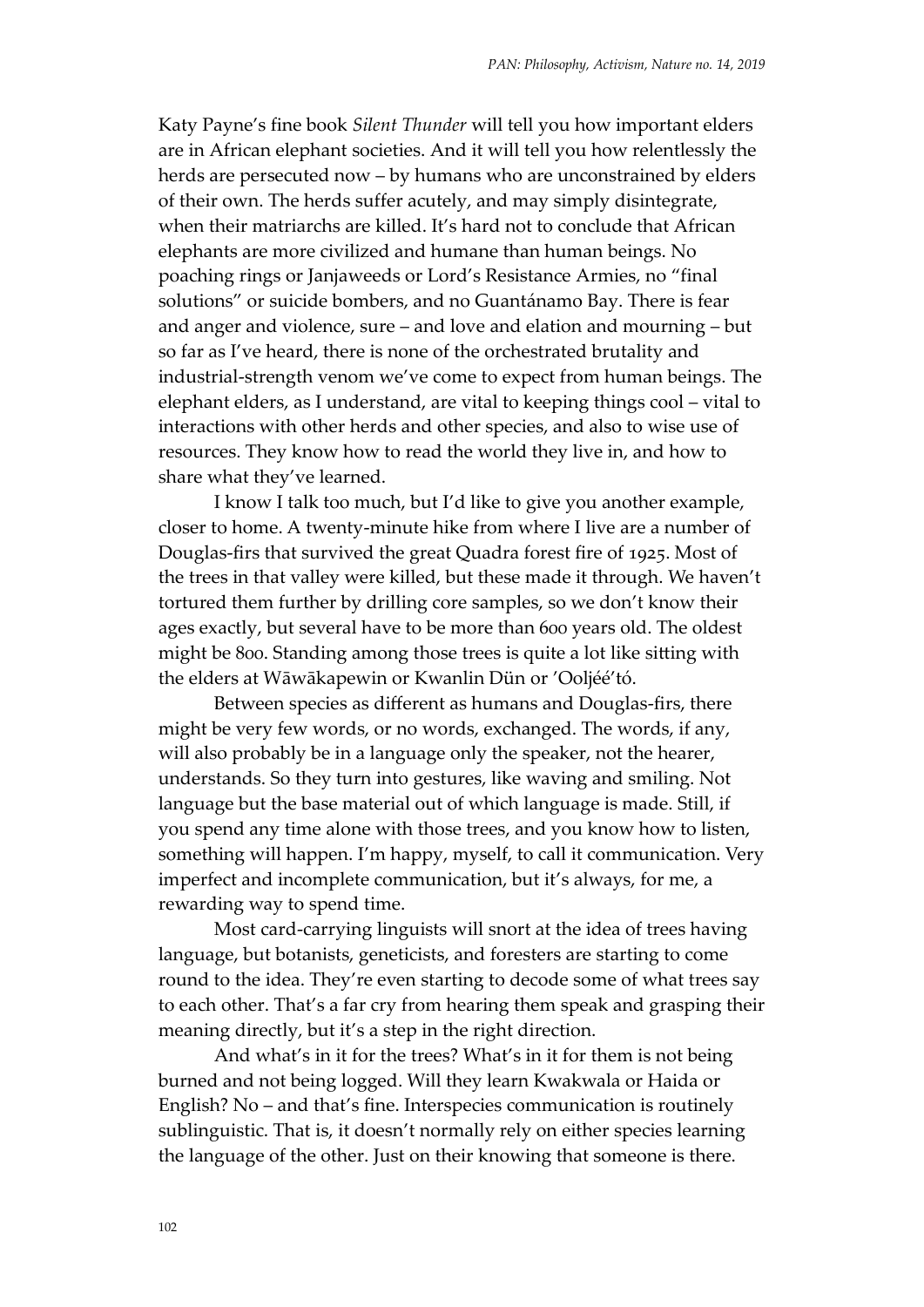Katy Payne's fine book *Silent Thunder* will tell you how important elders are in African elephant societies. And it will tell you how relentlessly the herds are persecuted now – by humans who are unconstrained by elders of their own. The herds suffer acutely, and may simply disintegrate, when their matriarchs are killed. It's hard not to conclude that African elephants are more civilized and humane than human beings. No poaching rings or Janjaweeds or Lord's Resistance Armies, no "final solutions" or suicide bombers, and no Guantánamo Bay. There is fear and anger and violence, sure – and love and elation and mourning – but so far as I've heard, there is none of the orchestrated brutality and industrial-strength venom we've come to expect from human beings. The elephant elders, as I understand, are vital to keeping things cool – vital to interactions with other herds and other species, and also to wise use of resources. They know how to read the world they live in, and how to share what they've learned.

I know I talk too much, but I'd like to give you another example, closer to home. A twenty-minute hike from where I live are a number of Douglas-firs that survived the great Quadra forest fire of 1925. Most of the trees in that valley were killed, but these made it through. We haven't tortured them further by drilling core samples, so we don't know their ages exactly, but several have to be more than 600 years old. The oldest might be 800. Standing among those trees is quite a lot like sitting with the elders at Wāwākapewin or Kwanlin Dün or 'Ooljéé'tó.

Between species as different as humans and Douglas-firs, there might be very few words, or no words, exchanged. The words, if any, will also probably be in a language only the speaker, not the hearer, understands. So they turn into gestures, like waving and smiling. Not language but the base material out of which language is made. Still, if you spend any time alone with those trees, and you know how to listen, something will happen. I'm happy, myself, to call it communication. Very imperfect and incomplete communication, but it's always, for me, a rewarding way to spend time.

Most card-carrying linguists will snort at the idea of trees having language, but botanists, geneticists, and foresters are starting to come round to the idea. They're even starting to decode some of what trees say to each other. That's a far cry from hearing them speak and grasping their meaning directly, but it's a step in the right direction.

And what's in it for the trees? What's in it for them is not being burned and not being logged. Will they learn Kwakwala or Haida or English? No – and that's fine. Interspecies communication is routinely sublinguistic. That is, it doesn't normally rely on either species learning the language of the other. Just on their knowing that someone is there.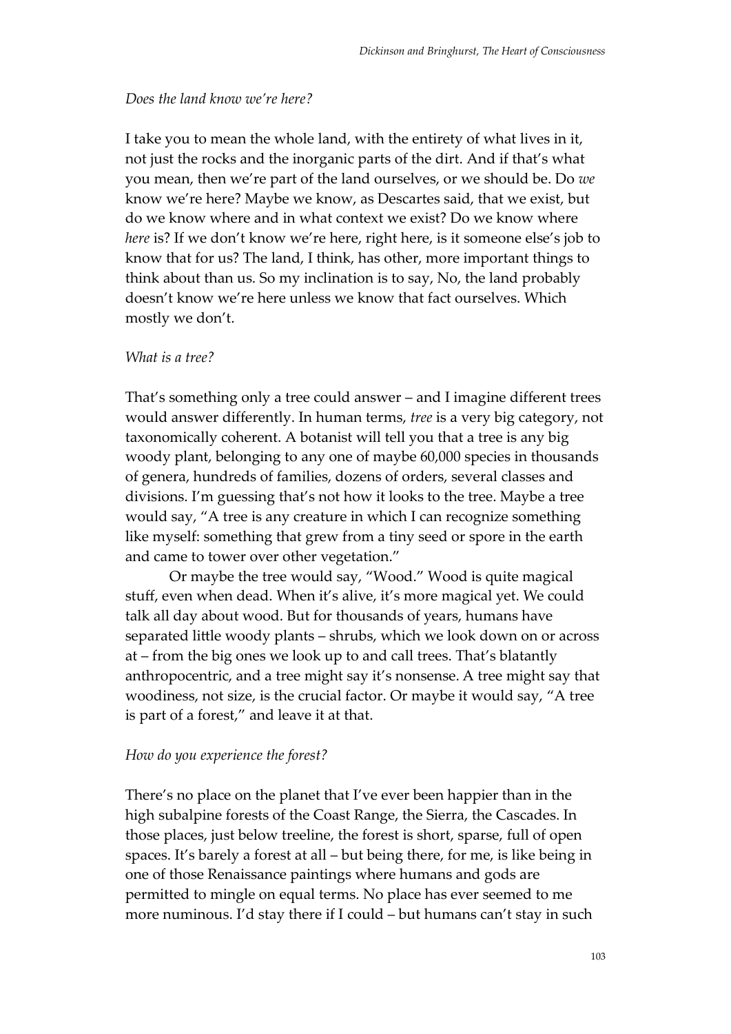*Does the land know we're here?*

I take you to mean the whole land, with the entirety of what lives in it, not just the rocks and the inorganic parts of the dirt. And if that's what you mean, then we're part of the land ourselves, or we should be. Do *we* know we're here? Maybe we know, as Descartes said, that we exist, but do we know where and in what context we exist? Do we know where *here* is? If we don't know we're here, right here, is it someone else's job to know that for us? The land, I think, has other, more important things to think about than us. So my inclination is to say, No, the land probably doesn't know we're here unless we know that fact ourselves. Which mostly we don't.

*What is a tree?*

That's something only a tree could answer – and I imagine different trees would answer differently. In human terms, *tree* is a very big category, not taxonomically coherent. A botanist will tell you that a tree is any big woody plant, belonging to any one of maybe 60,000 species in thousands of genera, hundreds of families, dozens of orders, several classes and divisions. I'm guessing that's not how it looks to the tree. Maybe a tree would say, "A tree is any creature in which I can recognize something like myself: something that grew from a tiny seed or spore in the earth and came to tower over other vegetation."

Or maybe the tree would say, "Wood." Wood is quite magical stuff, even when dead. When it's alive, it's more magical yet. We could talk all day about wood. But for thousands of years, humans have separated little woody plants – shrubs, which we look down on or across at – from the big ones we look up to and call trees. That's blatantly anthropocentric, and a tree might say it's nonsense. A tree might say that woodiness, not size, is the crucial factor. Or maybe it would say, "A tree is part of a forest," and leave it at that.

*How do you experience the forest?*

There's no place on the planet that I've ever been happier than in the high subalpine forests of the Coast Range, the Sierra, the Cascades. In those places, just below treeline, the forest is short, sparse, full of open spaces. It's barely a forest at all – but being there, for me, is like being in one of those Renaissance paintings where humans and gods are permitted to mingle on equal terms. No place has ever seemed to me more numinous. I'd stay there if I could – but humans can't stay in such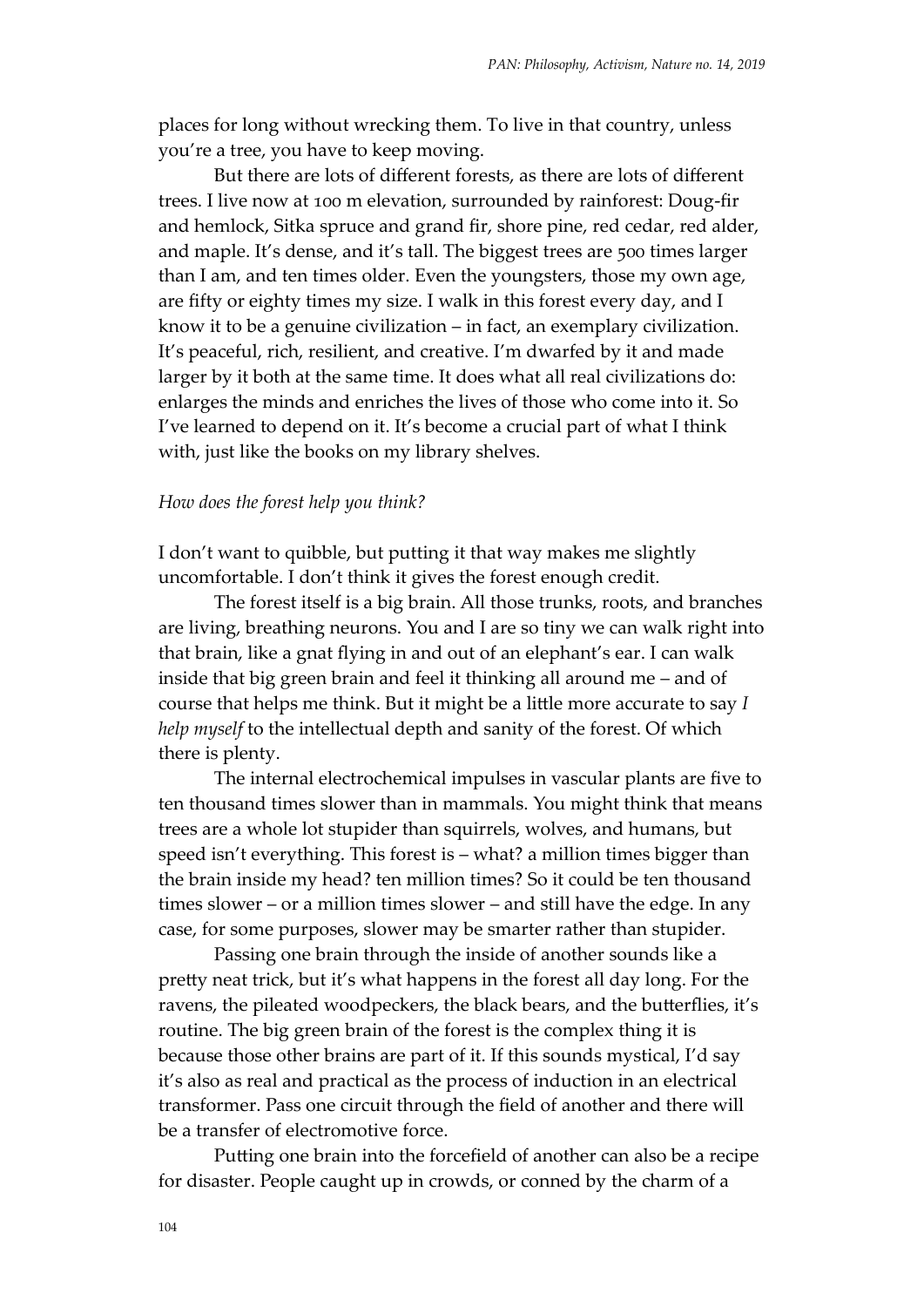places for long without wrecking them. To live in that country, unless you're a tree, you have to keep moving.

But there are lots of different forests, as there are lots of different trees. I live now at 100 m elevation, surrounded by rainforest: Doug-fir and hemlock, Sitka spruce and grand fir, shore pine, red cedar, red alder, and maple. It's dense, and it's tall. The biggest trees are 500 times larger than I am, and ten times older. Even the youngsters, those my own age, are fifty or eighty times my size. I walk in this forest every day, and I know it to be a genuine civilization – in fact, an exemplary civilization. It's peaceful, rich, resilient, and creative. I'm dwarfed by it and made larger by it both at the same time. It does what all real civilizations do: enlarges the minds and enriches the lives of those who come into it. So I've learned to depend on it. It's become a crucial part of what I think with, just like the books on my library shelves.

*How does the forest help you think?*

I don't want to quibble, but putting it that way makes me slightly uncomfortable. I don't think it gives the forest enough credit.

The forest itself is a big brain. All those trunks, roots, and branches are living, breathing neurons. You and I are so tiny we can walk right into that brain, like a gnat flying in and out of an elephant's ear. I can walk inside that big green brain and feel it thinking all around me – and of course that helps me think. But it might be a little more accurate to say *I help myself* to the intellectual depth and sanity of the forest. Of which there is plenty.

The internal electrochemical impulses in vascular plants are five to ten thousand times slower than in mammals. You might think that means trees are a whole lot stupider than squirrels, wolves, and humans, but speed isn't everything. This forest is – what? a million times bigger than the brain inside my head? ten million times? So it could be ten thousand times slower – or a million times slower – and still have the edge. In any case, for some purposes, slower may be smarter rather than stupider.

Passing one brain through the inside of another sounds like a pretty neat trick, but it's what happens in the forest all day long. For the ravens, the pileated woodpeckers, the black bears, and the butterflies, it's routine. The big green brain of the forest is the complex thing it is because those other brains are part of it. If this sounds mystical, I'd say it's also as real and practical as the process of induction in an electrical transformer. Pass one circuit through the field of another and there will be a transfer of electromotive force.

Putting one brain into the forcefield of another can also be a recipe for disaster. People caught up in crowds, or conned by the charm of a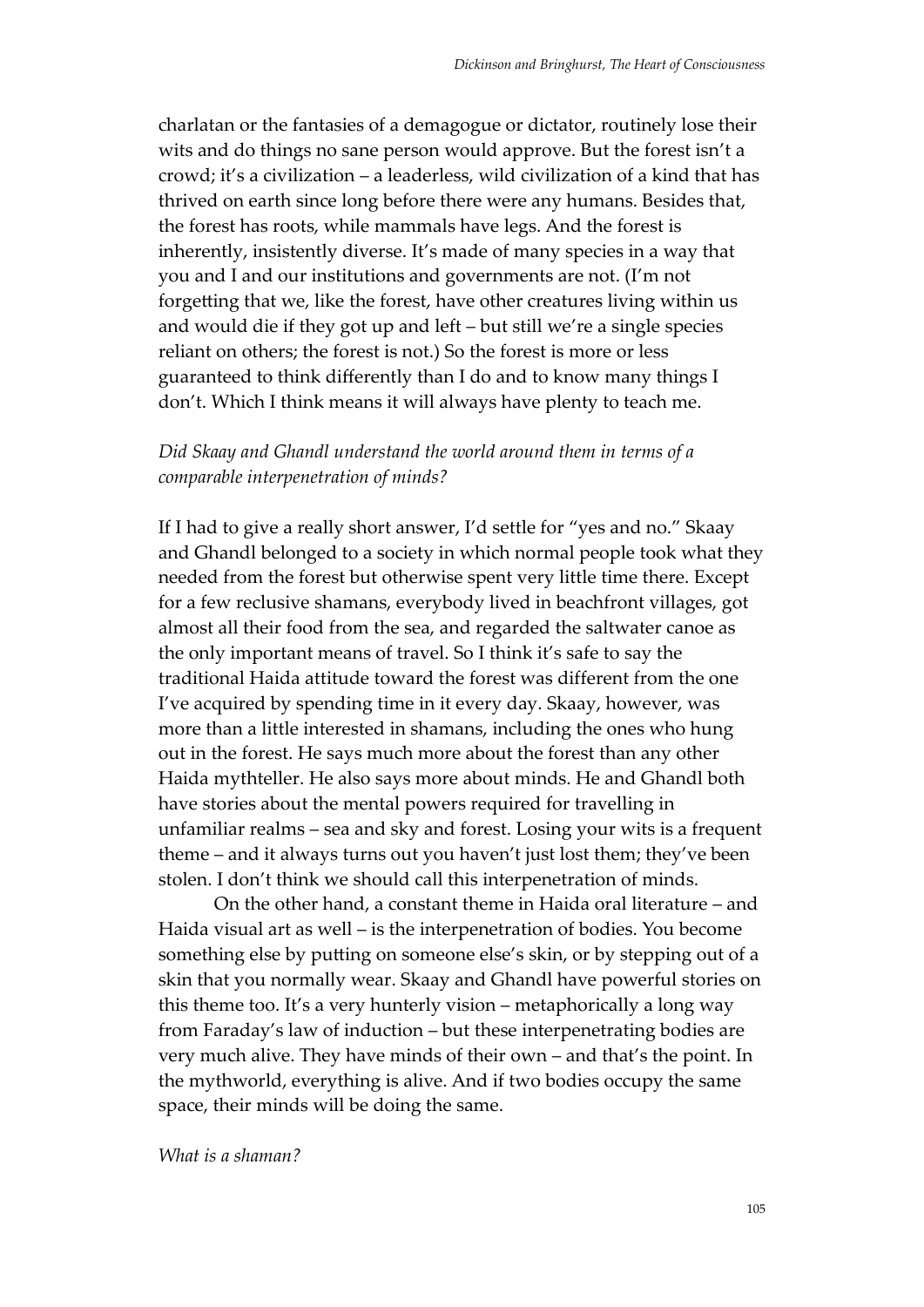charlatan or the fantasies of a demagogue or dictator, routinely lose their wits and do things no sane person would approve. But the forest isn't a crowd; it's a civilization – a leaderless, wild civilization of a kind that has thrived on earth since long before there were any humans. Besides that, the forest has roots, while mammals have legs. And the forest is inherently, insistently diverse. It's made of many species in a way that you and I and our institutions and governments are not. (I'm not forgetting that we, like the forest, have other creatures living within us and would die if they got up and left – but still we're a single species reliant on others; the forest is not.) So the forest is more or less guaranteed to think differently than I do and to know many things I don't. Which I think means it will always have plenty to teach me.

*Did Skaay and Ghandl understand the world around them in terms of a comparable interpenetration of minds?*

If I had to give a really short answer, I'd settle for "yes and no." Skaay and Ghandl belonged to a society in which normal people took what they needed from the forest but otherwise spent very little time there. Except for a few reclusive shamans, everybody lived in beachfront villages, got almost all their food from the sea, and regarded the saltwater canoe as the only important means of travel. So I think it's safe to say the traditional Haida attitude toward the forest was different from the one I've acquired by spending time in it every day. Skaay, however, was more than a little interested in shamans, including the ones who hung out in the forest. He says much more about the forest than any other Haida myththeller. He also says more about minds. He and Ghandl both have stories about the mental powers required for travelling in unfamiliar realms – sea and sky and forest. Losing your wits is a frequent theme – and it always turns out you haven't just lost them; they've been stolen. I don't think we should call this interpenetration of minds.

On the other hand, a constant theme in Haida oral literature – and Haida visual art as well – is the interpenetration of bodies. You become something else by putting on someone else's skin, or by stepping out of a skin that you normally wear. Skaay and Ghandl have powerful stories on this theme too. It's a very hunterly vision – metaphorically a long way from Faraday's law of induction – but these interpenetrating bodies are very much alive. They have minds of their own – and that's the point. In the mythworld, everything is alive. And if two bodies occupy the same space, their minds will be doing the same.

*What is a shaman?*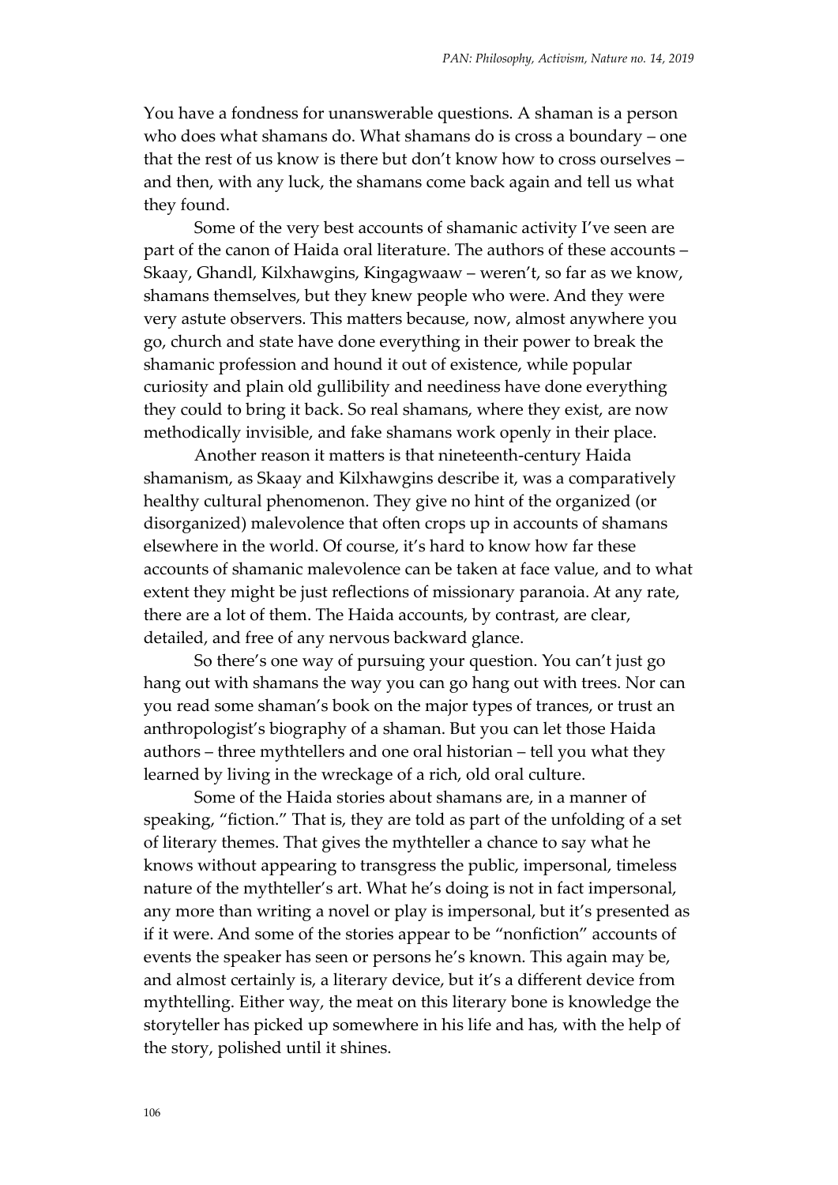You have a fondness for unanswerable questions. A shaman is a person who does what shamans do. What shamans do is cross a boundary – one that the rest of us know is there but don't know how to cross ourselves – and then, with any luck, the shamans come back again and tell us what they found.

Some of the very best accounts of shamanic activity I've seen are part of the canon of Haida oral literature. The authors of these accounts – Skaay, Ghandl, Kilxhawgins, Kingagwaaw – weren't, so far as we know, shamans themselves, but they knew people who were. And they were very astute observers. This matters because, now, almost anywhere you go, church and state have done everything in their power to break the shamanic profession and hound it out of existence, while popular curiosity and plain old gullibility and neediness have done everything they could to bring it back. So real shamans, where they exist, are now methodically invisible, and fake shamans work openly in their place.

Another reason it matters is that nineteenth-century Haida shamanism, as Skaay and Kilxhawgins describe it, was a comparatively healthy cultural phenomenon. They give no hint of the organized (or disorganized) malevolence that often crops up in accounts of shamans elsewhere in the world. Of course, it's hard to know how far these accounts of shamanic malevolence can be taken at face value, and to what extent they might be just reflections of missionary paranoia. At any rate, there are a lot of them. The Haida accounts, by contrast, are clear, detailed, and free of any nervous backward glance.

So there's one way of pursuing your question. You can't just go hang out with shamans the way you can go hang out with trees. Nor can you read some shaman's book on the major types of trances, or trust an anthropologist's biography of a shaman. But you can let those Haida authors – three mythtellers and one oral historian – tell you what they learned by living in the wreckage of a rich, old oral culture.

Some of the Haida stories about shamans are, in a manner of speaking, "fiction." That is, they are told as part of the unfolding of a set of literary themes. That gives the mythteller a chance to say what he knows without appearing to transgress the public, impersonal, timeless nature of the mythteller's art. What he's doing is not in fact impersonal, any more than writing a novel or play is impersonal, but it's presented as if it were. And some of the stories appear to be "nonfiction" accounts of events the speaker has seen or persons he's known. This again may be, and almost certainly is, a literary device, but it's a different device from mythtelling. Either way, the meat on this literary bone is knowledge the storyteller has picked up somewhere in his life and has, with the help of the story, polished until it shines.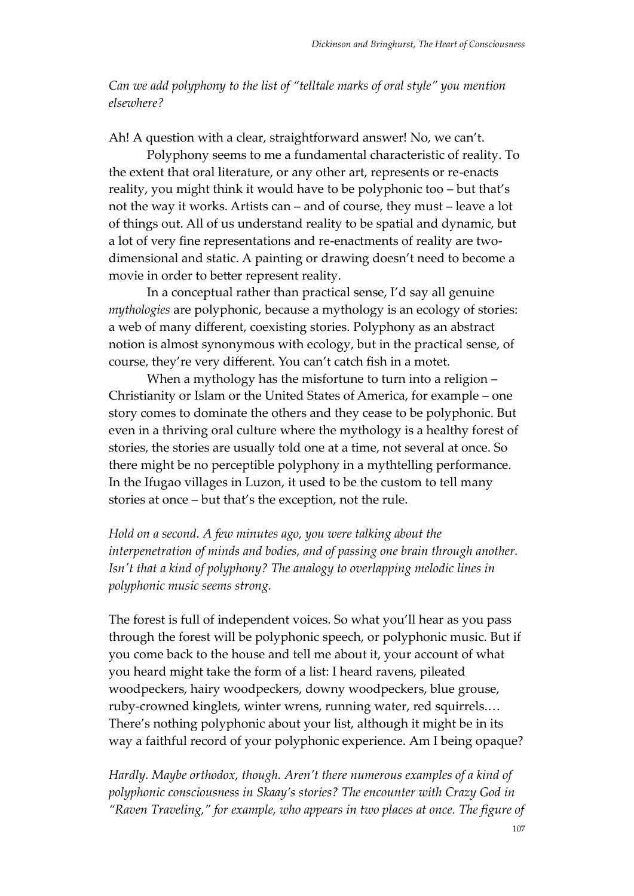*Can we add polyphony to the list of "telltale marks of oral style" you mention elsewhere?*

Ah! A question with a clear, straightforward answer! No, we can't.

Polyphony seems to me a fundamental characteristic of reality. To the extent that oral literature, or any other art, represents or re-enacts reality, you might think it would have to be polyphonic too – but that's not the way it works. Artists can – and of course, they must – leave a lot of things out. All of us understand reality to be spatial and dynamic, but a lot of very fine representations and re-enactments of reality are two-dimensional and static. A painting or drawing doesn't need to become a movie in order to better represent reality.

In a conceptual rather than practical sense, I'd say all genuine *mythologies* are polyphonic, because a mythology is an ecology of stories: a web of many different, coexisting stories. Polyphony as an abstract notion is almost synonymous with ecology, but in the practical sense, of course, they're very different. You can't catch fish in a motet.

When a mythology has the misfortune to turn into a religion – Christianity or Islam or the United States of America, for example – one story comes to dominate the others and they cease to be polyphonic. But even in a thriving oral culture where the mythology is a healthy forest of stories, the stories are usually told one at a time, not several at once. So there might be no perceptible polyphony in a mythtelling performance. In the Ifugao villages in Luzon, it used to be the custom to tell many stories at once – but that's the exception, not the rule.

*Hold on a second. A few minutes ago, you were talking about the interpenetration of minds and bodies, and of passing one brain through another. Isn't that a kind of polyphony? The analogy to overlapping melodic lines in polyphonic music seems strong.*

The forest is full of independent voices. So what you'll hear as you pass through the forest will be polyphonic speech, or polyphonic music. But if you come back to the house and tell me about it, your account of what you heard might take the form of a list: I heard ravens, pileated woodpeckers, hairy woodpeckers, downy woodpeckers, blue grouse, ruby-crowned kinglets, winter wrens, running water, red squirrels.… There's nothing polyphonic about your list, although it might be in its way a faithful record of your polyphonic experience. Am I being opaque?

*Hardly. Maybe orthodox, though. Aren't there numerous examples of a kind of polyphonic consciousness in Skaay's stories? The encounter with Crazy God in "Raven Traveling," for example, who appears in two places at once. The figure of*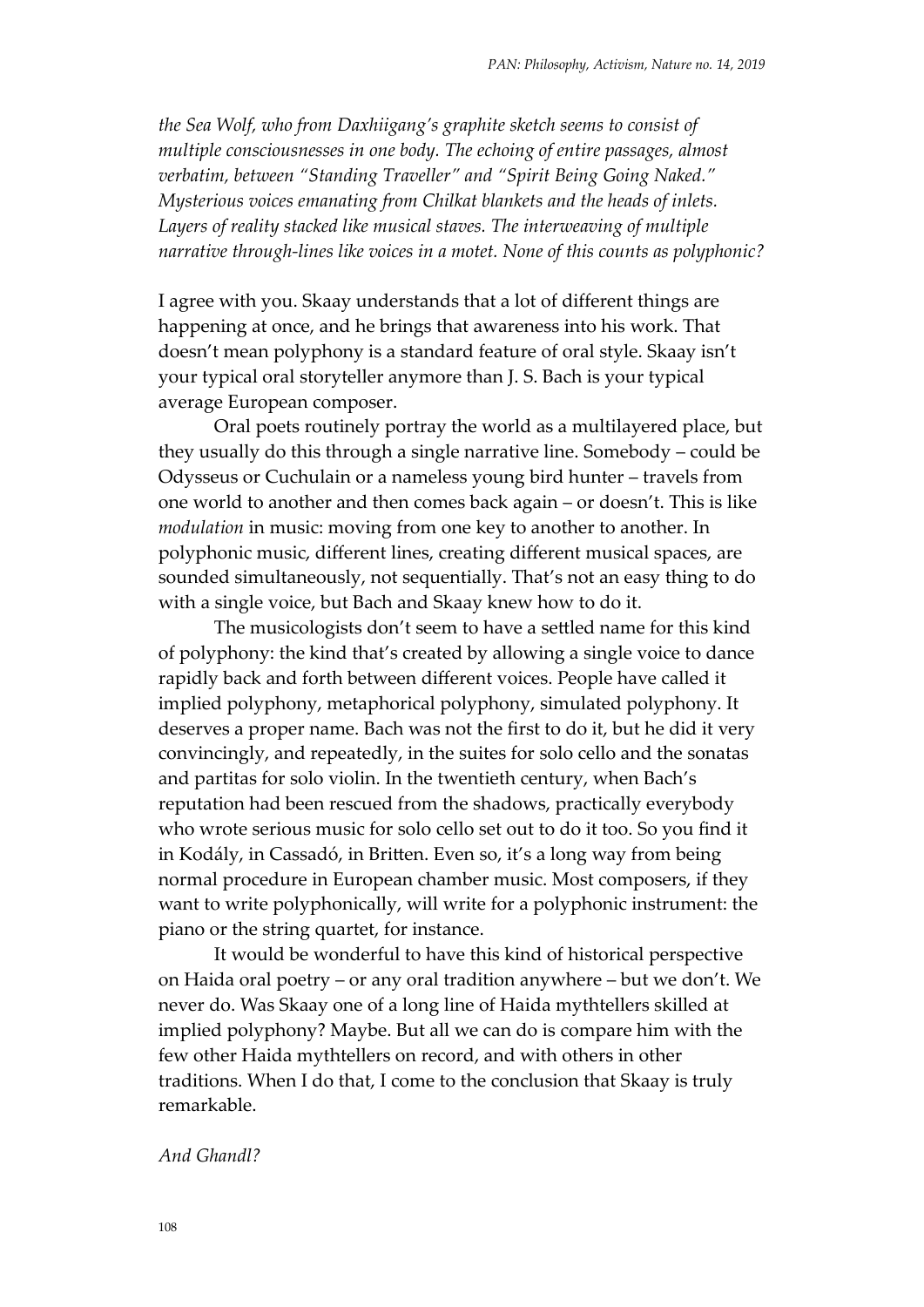*the Sea Wolf, who from Daxhiigang's graphite sketch seems to consist of multiple consciousnesses in one body. The echoing of entire passages, almost verbatim, between "Standing Traveller" and "Spirit Being Going Naked." Mysterious voices emanating from Chilkat blankets and the heads of inlets. Layers of reality stacked like musical staves. The interweaving of multiple narrative through-lines like voices in a motet. None of this counts as polyphonic?*

I agree with you. Skaay understands that a lot of different things are happening at once, and he brings that awareness into his work. That doesn't mean polyphony is a standard feature of oral style. Skaay isn't your typical oral storyteller anymore than J. S. Bach is your typical average European composer.

Oral poets routinely portray the world as a multilayered place, but they usually do this through a single narrative line. Somebody – could be Odysseus or Cuchulain or a nameless young bird hunter – travels from one world to another and then comes back again – or doesn't. This is like *modulation* in music: moving from one key to another to another. In polyphonic music, different lines, creating different musical spaces, are sounded simultaneously, not sequentially. That's not an easy thing to do with a single voice, but Bach and Skaay knew how to do it.

The musicologists don't seem to have a settled name for this kind of polyphony: the kind that's created by allowing a single voice to dance rapidly back and forth between different voices. People have called it implied polyphony, metaphorical polyphony, simulated polyphony. It deserves a proper name. Bach was not the first to do it, but he did it very convincingly, and repeatedly, in the suites for solo cello and the sonatas and partitas for solo violin. In the twentieth century, when Bach's reputation had been rescued from the shadows, practically everybody who wrote serious music for solo cello set out to do it too. So you find it in Kodály, in Cassadó, in Britten. Even so, it's a long way from being normal procedure in European chamber music. Most composers, if they want to write polyphonically, will write for a polyphonic instrument: the piano or the string quartet, for instance.

It would be wonderful to have this kind of historical perspective on Haida oral poetry – or any oral tradition anywhere – but we don't. We never do. Was Skaay one of a long line of Haida mythtellers skilled at implied polyphony? Maybe. But all we can do is compare him with the few other Haida mythtellers on record, and with others in other traditions. When I do that, I come to the conclusion that Skaay is truly remarkable.

*And Ghandl?*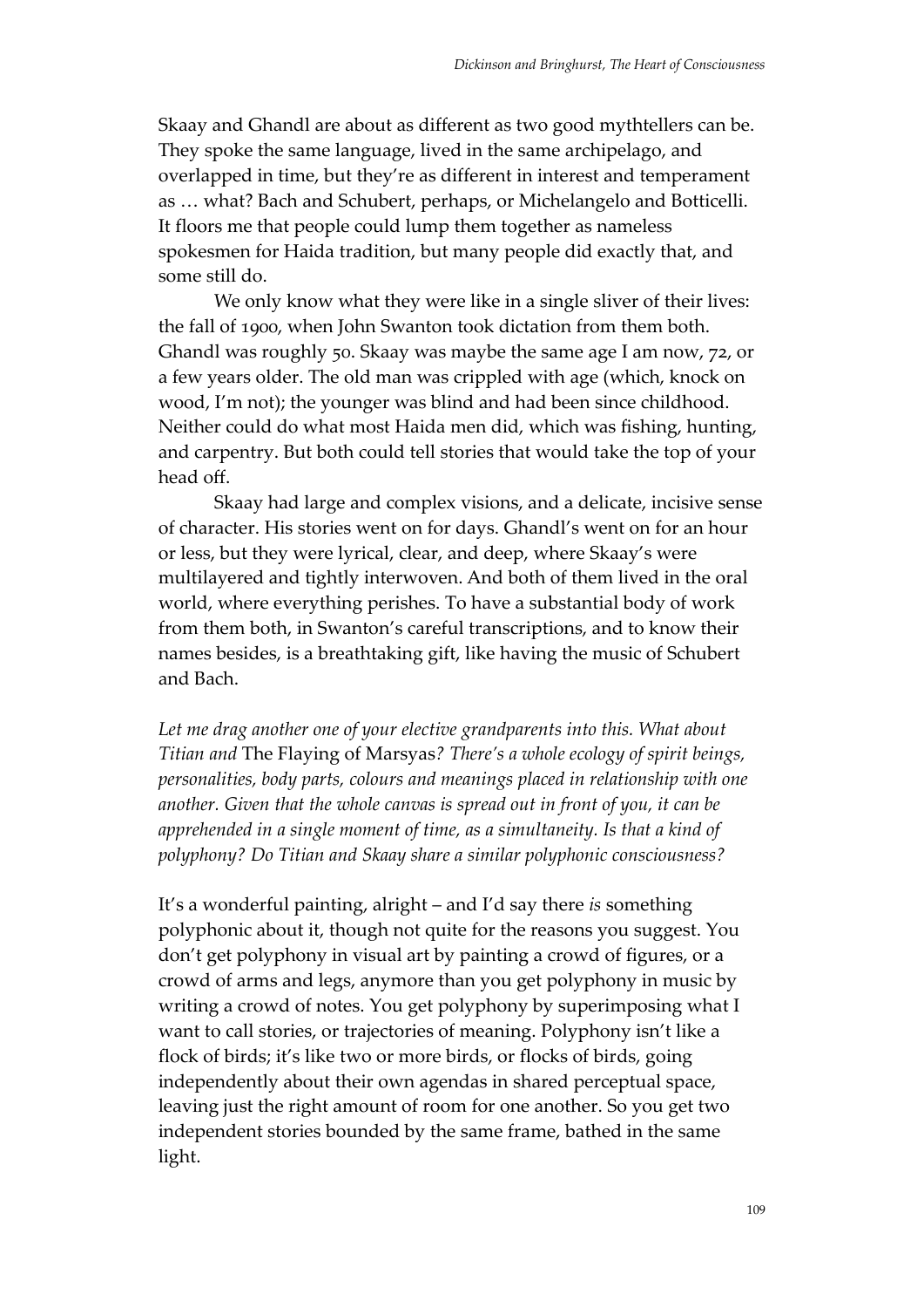Skaay and Ghandl are about as different as two good mythtellers can be. They spoke the same language, lived in the same archipelago, and overlapped in time, but they're as different in interest and temperament as … what? Bach and Schubert, perhaps, or Michelangelo and Botticelli. It floors me that people could lump them together as nameless spokesmen for Haida tradition, but many people did exactly that, and some still do.

We only know what they were like in a single sliver of their lives: the fall of 1900, when John Swanton took dictation from them both. Ghandl was roughly 50. Skaay was maybe the same age I am now, 72, or a few years older. The old man was crippled with age (which, knock on wood, I'm not); the younger was blind and had been since childhood. Neither could do what most Haida men did, which was fishing, hunting, and carpentry. But both could tell stories that would take the top of your head off.

Skaay had large and complex visions, and a delicate, incisive sense of character. His stories went on for days. Ghandl's went on for an hour or less, but they were lyrical, clear, and deep, where Skaay's were multilayered and tightly interwoven. And both of them lived in the oral world, where everything perishes. To have a substantial body of work from them both, in Swanton's careful transcriptions, and to know their names besides, is a breathtaking gift, like having the music of Schubert and Bach.

*Let me drag another one of your elective grandparents into this. What about Titian and* The Flaying of Marsyas*? There's a whole ecology of spirit beings, personalities, body parts, colours and meanings placed in relationship with one another. Given that the whole canvas is spread out in front of you, it can be apprehended in a single moment of time, as a simultaneity. Is that a kind of polyphony? Do Titian and Skaay share a similar polyphonic consciousness?*

It's a wonderful painting, alright – and I'd say there *is* something polyphonic about it, though not quite for the reasons you suggest. You don't get polyphony in visual art by painting a crowd of figures, or a crowd of arms and legs, anymore than you get polyphony in music by writing a crowd of notes. You get polyphony by superimposing what I want to call stories, or trajectories of meaning. Polyphony isn't like a flock of birds; it's like two or more birds, or flocks of birds, going independently about their own agendas in shared perceptual space, leaving just the right amount of room for one another. So you get two independent stories bounded by the same frame, bathed in the same light.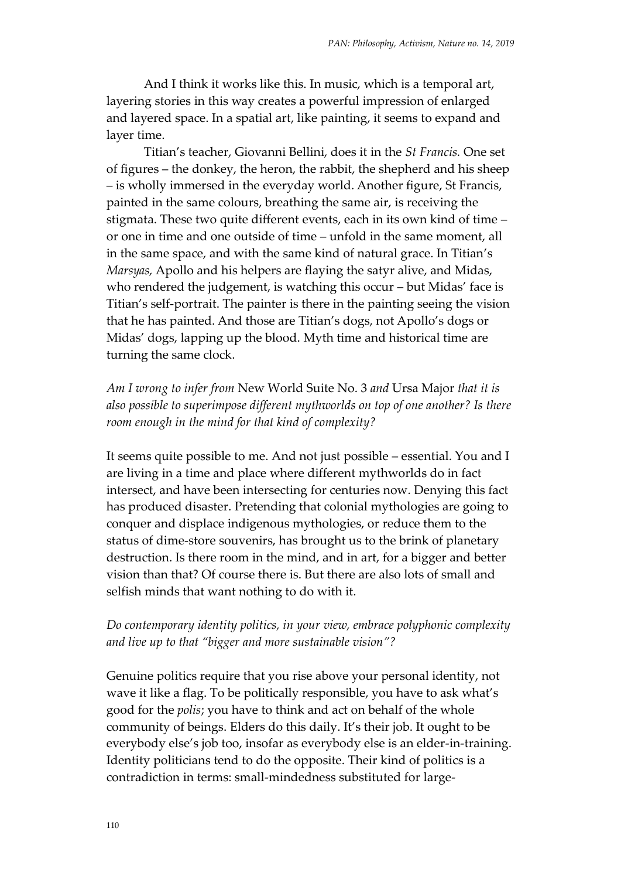And I think it works like this. In music, which is a temporal art, layering stories in this way creates a powerful impression of enlarged and layered space. In a spatial art, like painting, it seems to expand and layer time.

Titian's teacher, Giovanni Bellini, does it in the *St Francis.* One set of figures – the donkey, the heron, the rabbit, the shepherd and his sheep – is wholly immersed in the everyday world. Another figure, St Francis, painted in the same colours, breathing the same air, is receiving the stigmata. These two quite different events, each in its own kind of time – or one in time and one outside of time – unfold in the same moment, all in the same space, and with the same kind of natural grace. In Titian's *Marsyas,* Apollo and his helpers are flaying the satyr alive, and Midas, who rendered the judgement, is watching this occur – but Midas' face is Titian's self-portrait. The painter is there in the painting seeing the vision that he has painted. And those are Titian's dogs, not Apollo's dogs or Midas' dogs, lapping up the blood. Myth time and historical time are turning the same clock.

*Am I wrong to infer from* New World Suite No. 3 *and* Ursa Major *that it is also possible to superimpose different mythworlds on top of one another? Is there room enough in the mind for that kind of complexity?*

It seems quite possible to me. And not just possible – essential. You and I are living in a time and place where different mythworlds do in fact intersect, and have been intersecting for centuries now. Denying this fact has produced disaster. Pretending that colonial mythologies are going to conquer and displace indigenous mythologies, or reduce them to the status of dime-store souvenirs, has brought us to the brink of planetary destruction. Is there room in the mind, and in art, for a bigger and better vision than that? Of course there is. But there are also lots of small and selfish minds that want nothing to do with it.

*Do contemporary identity politics, in your view, embrace polyphonic complexity and live up to that "bigger and more sustainable vision"?*

Genuine politics require that you rise above your personal identity, not wave it like a flag. To be politically responsible, you have to ask what's good for the *polis*; you have to think and act on behalf of the whole community of beings. Elders do this daily. It's their job. It ought to be everybody else's job too, insofar as everybody else is an elder-in-training. Identity politicians tend to do the opposite. Their kind of politics is a contradiction in terms: small-mindedness substituted for large-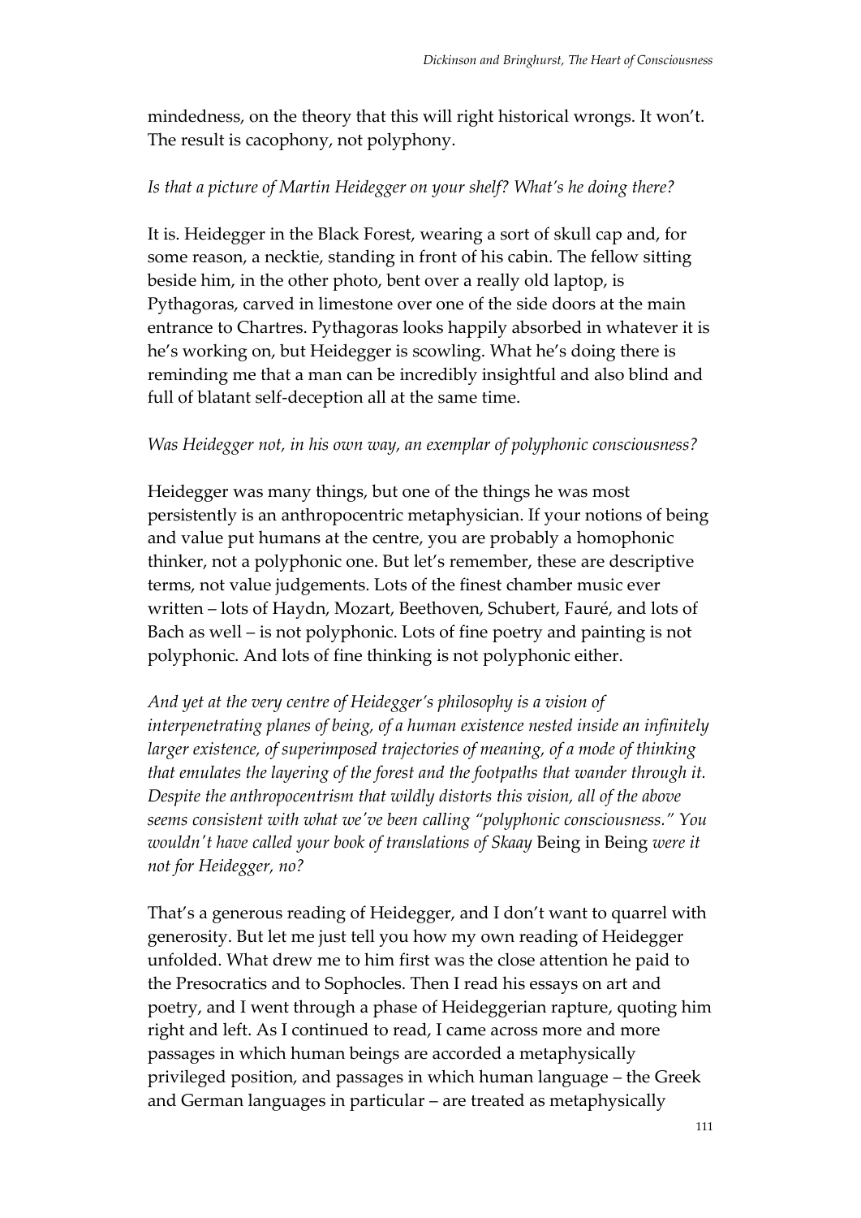mindedness, on the theory that this will right historical wrongs. It won't. The result is cacophony, not polyphony.

*Is that a picture of Martin Heidegger on your shelf? What's he doing there?*

It is. Heidegger in the Black Forest, wearing a sort of skull cap and, for some reason, a necktie, standing in front of his cabin. The fellow sitting beside him, in the other photo, bent over a really old laptop, is Pythagoras, carved in limestone over one of the side doors at the main entrance to Chartres. Pythagoras looks happily absorbed in whatever it is he's working on, but Heidegger is scowling. What he's doing there is reminding me that a man can be incredibly insightful and also blind and full of blatant self-deception all at the same time.

*Was Heidegger not, in his own way, an exemplar of polyphonic consciousness?*

Heidegger was many things, but one of the things he was most persistently is an anthropocentric metaphysician. If your notions of being and value put humans at the centre, you are probably a homophonic thinker, not a polyphonic one. But let's remember, these are descriptive terms, not value judgements. Lots of the finest chamber music ever written – lots of Haydn, Mozart, Beethoven, Schubert, Fauré, and lots of Bach as well – is not polyphonic. Lots of fine poetry and painting is not polyphonic. And lots of fine thinking is not polyphonic either.

*And yet at the very centre of Heidegger's philosophy is a vision of interpenetrating planes of being, of a human existence nested inside an infinitely larger existence, of superimposed trajectories of meaning, of a mode of thinking that emulates the layering of the forest and the footpaths that wander through it. Despite the anthropocentrism that wildly distorts this vision, all of the above seems consistent with what we've been calling "polyphonic consciousness." You wouldn't have called your book of translations of Skaay* Being in Being *were it not for Heidegger, no?*

That's a generous reading of Heidegger, and I don't want to quarrel with generosity. But let me just tell you how my own reading of Heidegger unfolded. What drew me to him first was the close attention he paid to the Presocratics and to Sophocles. Then I read his essays on art and poetry, and I went through a phase of Heideggerian rapture, quoting him right and left. As I continued to read, I came across more and more passages in which human beings are accorded a metaphysically privileged position, and passages in which human language – the Greek and German languages in particular – are treated as metaphysically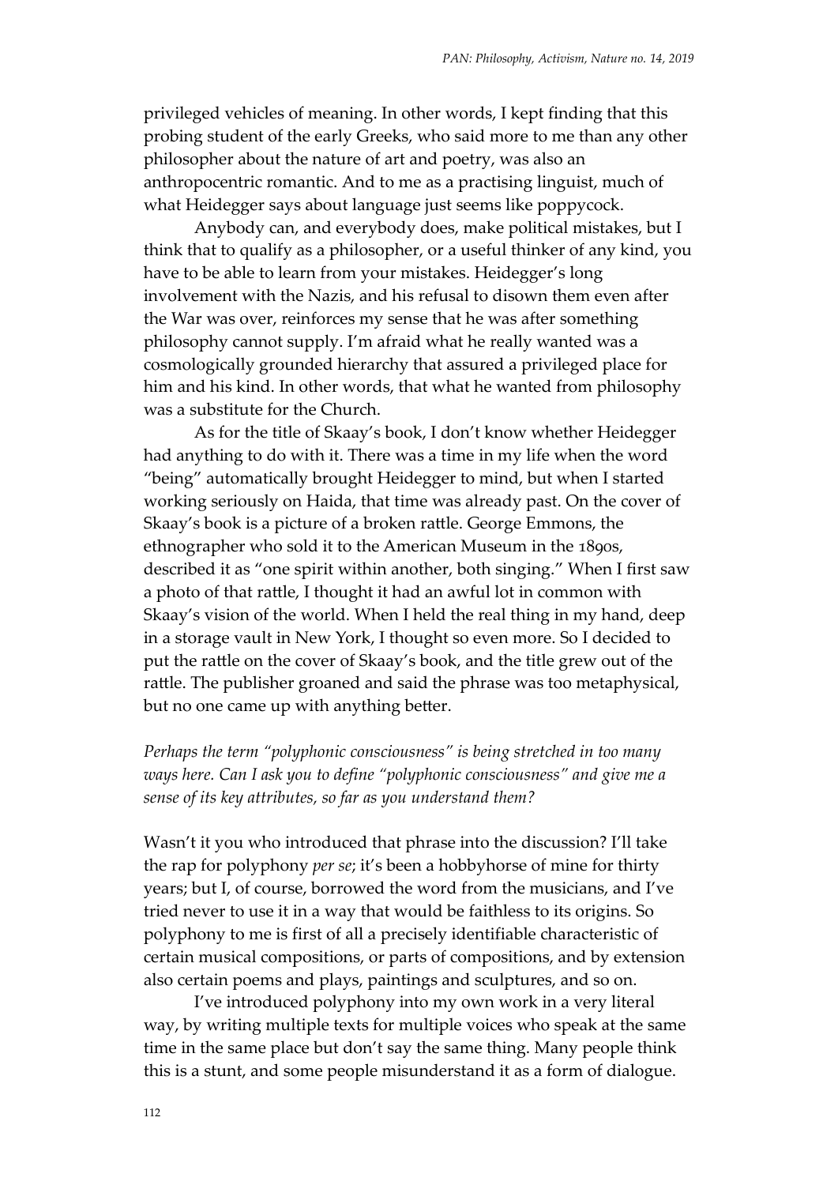privileged vehicles of meaning. In other words, I kept finding that this probing student of the early Greeks, who said more to me than any other philosopher about the nature of art and poetry, was also an anthropocentric romantic. And to me as a practising linguist, much of what Heidegger says about language just seems like poppycock.

Anybody can, and everybody does, make political mistakes, but I think that to qualify as a philosopher, or a useful thinker of any kind, you have to be able to learn from your mistakes. Heidegger's long involvement with the Nazis, and his refusal to disown them even after the War was over, reinforces my sense that he was after something philosophy cannot supply. I'm afraid what he really wanted was a cosmologically grounded hierarchy that assured a privileged place for him and his kind. In other words, that what he wanted from philosophy was a substitute for the Church.

As for the title of Skaay's book, I don't know whether Heidegger had anything to do with it. There was a time in my life when the word "being" automatically brought Heidegger to mind, but when I started working seriously on Haida, that time was already past. On the cover of Skaay's book is a picture of a broken rattle. George Emmons, the ethnographer who sold it to the American Museum in the 1890s, described it as "one spirit within another, both singing." When I first saw a photo of that rattle, I thought it had an awful lot in common with Skaay's vision of the world. When I held the real thing in my hand, deep in a storage vault in New York, I thought so even more. So I decided to put the rattle on the cover of Skaay's book, and the title grew out of the rattle. The publisher groaned and said the phrase was too metaphysical, but no one came up with anything better.

*Perhaps the term "polyphonic consciousness" is being stretched in too many ways here. Can I ask you to define "polyphonic consciousness" and give me a sense of its key attributes, so far as you understand them?*

Wasn't it you who introduced that phrase into the discussion? I'll take the rap for polyphony *per se*; it's been a hobbyhorse of mine for thirty years; but I, of course, borrowed the word from the musicians, and I've tried never to use it in a way that would be faithless to its origins. So polyphony to me is first of all a precisely identifiable characteristic of certain musical compositions, or parts of compositions, and by extension also certain poems and plays, paintings and sculptures, and so on.

I've introduced polyphony into my own work in a very literal way, by writing multiple texts for multiple voices who speak at the same time in the same place but don't say the same thing. Many people think this is a stunt, and some people misunderstand it as a form of dialogue.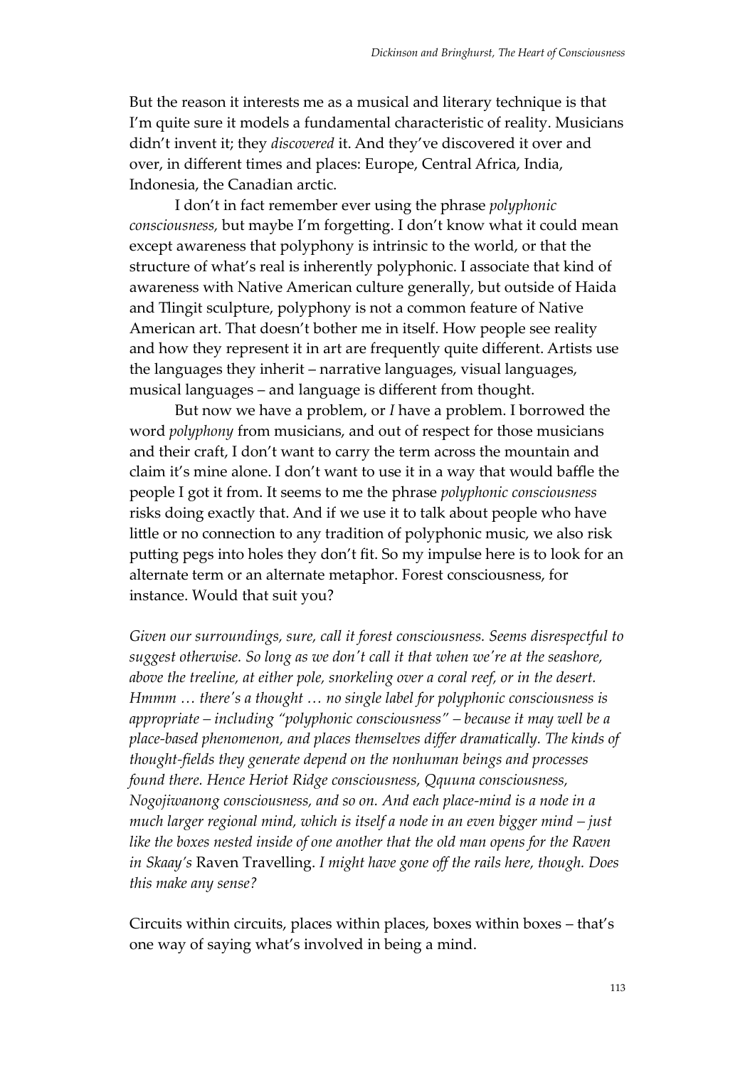But the reason it interests me as a musical and literary technique is that I'm quite sure it models a fundamental characteristic of reality. Musicians didn't invent it; they *discovered* it. And they've discovered it over and over, in different times and places: Europe, Central Africa, India, Indonesia, the Canadian arctic.

I don't in fact remember ever using the phrase *polyphonic consciousness,* but maybe I'm forgetting. I don't know what it could mean except awareness that polyphony is intrinsic to the world, or that the structure of what's real is inherently polyphonic. I associate that kind of awareness with Native American culture generally, but outside of Haida and Tlingit sculpture, polyphony is not a common feature of Native American art. That doesn't bother me in itself. How people see reality and how they represent it in art are frequently quite different. Artists use the languages they inherit – narrative languages, visual languages, musical languages – and language is different from thought.

But now we have a problem, or *I* have a problem. I borrowed the word *polyphony* from musicians, and out of respect for those musicians and their craft, I don't want to carry the term across the mountain and claim it's mine alone. I don't want to use it in a way that would baffle the people I got it from. It seems to me the phrase *polyphonic consciousness* risks doing exactly that. And if we use it to talk about people who have little or no connection to any tradition of polyphonic music, we also risk putting pegs into holes they don't fit. So my impulse here is to look for an alternate term or an alternate metaphor. Forest consciousness, for instance. Would that suit you?

*Given our surroundings, sure, call it forest consciousness. Seems disrespectful to suggest otherwise. So long as we don't call it that when we're at the seashore, above the treeline, at either pole, snorkeling over a coral reef, or in the desert. Hmmm … there's a thought … no single label for polyphonic consciousness is appropriate – including "polyphonic consciousness" – because it may well be a place-based phenomenon, and places themselves differ dramatically. The kinds of thought-fields they generate depend on the nonhuman beings and processes found there. Hence Heriot Ridge consciousness, Qquuna consciousness, Nogojiwanong consciousness, and so on. And each place-mind is a node in a much larger regional mind, which is itself a node in an even bigger mind – just like the boxes nested inside of one another that the old man opens for the Raven in Skaay's* Raven Travelling. *I might have gone off the rails here, though. Does this make any sense?*

Circuits within circuits, places within places, boxes within boxes – that's one way of saying what's involved in being a mind.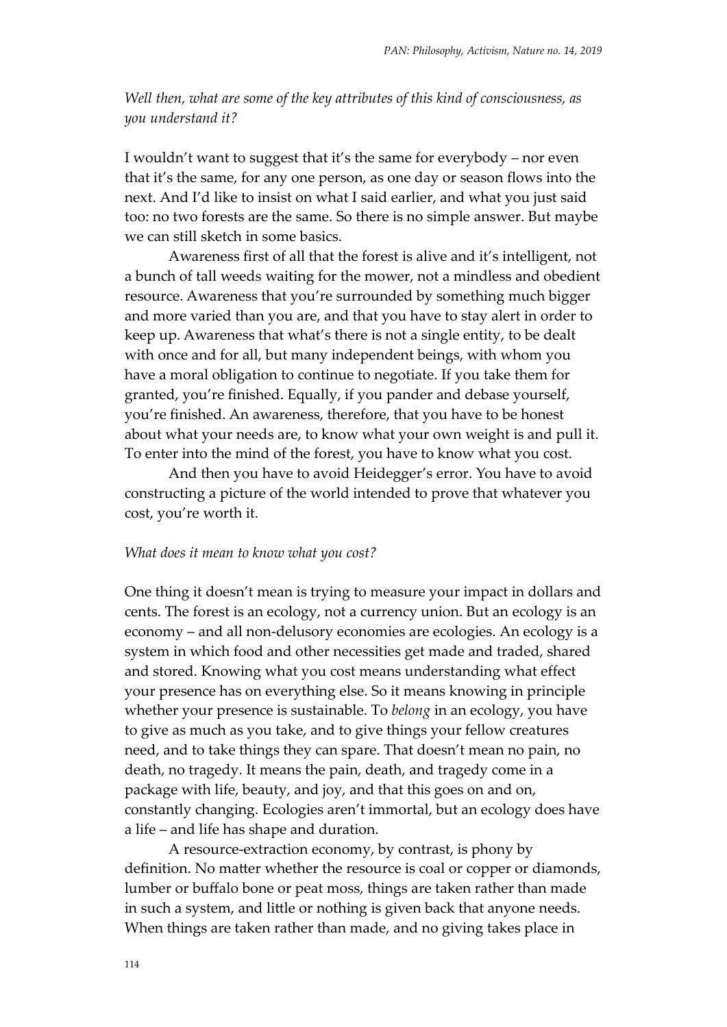*Well then, what are some of the key attributes of this kind of consciousness, as you understand it?*

I wouldn't want to suggest that it's the same for everybody – nor even that it's the same, for any one person, as one day or season flows into the next. And I'd like to insist on what I said earlier, and what you just said too: no two forests are the same. So there is no simple answer. But maybe we can still sketch in some basics.

Awareness first of all that the forest is alive and it's intelligent, not a bunch of tall weeds waiting for the mower, not a mindless and obedient resource. Awareness that you're surrounded by something much bigger and more varied than you are, and that you have to stay alert in order to keep up. Awareness that what's there is not a single entity, to be dealt with once and for all, but many independent beings, with whom you have a moral obligation to continue to negotiate. If you take them for granted, you're finished. Equally, if you pander and debase yourself, you're finished. An awareness, therefore, that you have to be honest about what your needs are, to know what your own weight is and pull it. To enter into the mind of the forest, you have to know what you cost.

And then you have to avoid Heidegger's error. You have to avoid constructing a picture of the world intended to prove that whatever you cost, you're worth it.

*What does it mean to know what you cost?*

One thing it doesn't mean is trying to measure your impact in dollars and cents. The forest is an ecology, not a currency union. But an ecology is an economy – and all non-delusory economies are ecologies. An ecology is a system in which food and other necessities get made and traded, shared and stored. Knowing what you cost means understanding what effect your presence has on everything else. So it means knowing in principle whether your presence is sustainable. To *belong* in an ecology, you have to give as much as you take, and to give things your fellow creatures need, and to take things they can spare. That doesn't mean no pain, no death, no tragedy. It means the pain, death, and tragedy come in a package with life, beauty, and joy, and that this goes on and on, constantly changing. Ecologies aren't immortal, but an ecology does have a life – and life has shape and duration.

A resource-extraction economy, by contrast, is phony by definition. No matter whether the resource is coal or copper or diamonds, lumber or buffalo bone or peat moss, things are taken rather than made in such a system, and little or nothing is given back that anyone needs. When things are taken rather than made, and no giving takes place in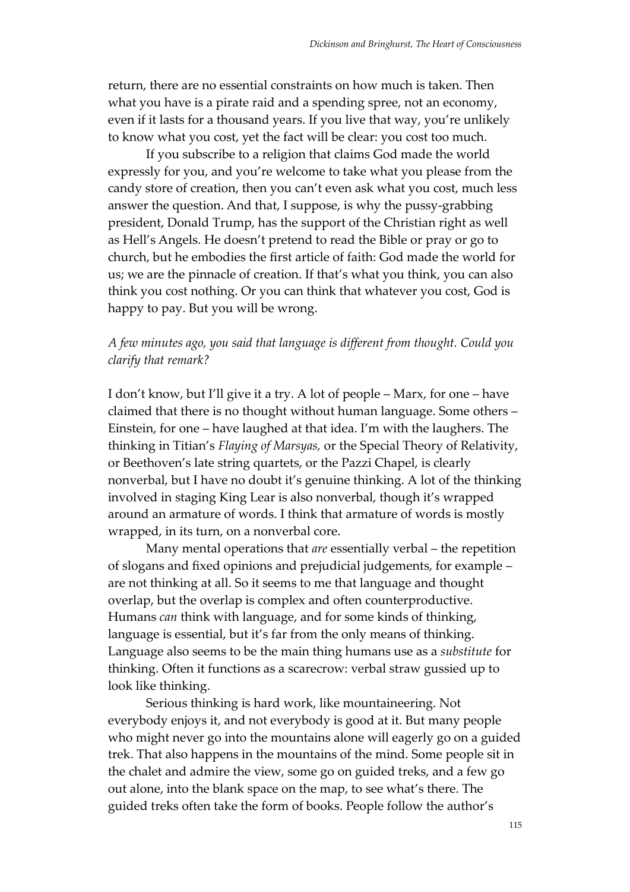return, there are no essential constraints on how much is taken. Then what you have is a pirate raid and a spending spree, not an economy, even if it lasts for a thousand years. If you live that way, you're unlikely to know what you cost, yet the fact will be clear: you cost too much.

If you subscribe to a religion that claims God made the world expressly for you, and you're welcome to take what you please from the candy store of creation, then you can't even ask what you cost, much less answer the question. And that, I suppose, is why the pussy-grabbing president, Donald Trump, has the support of the Christian right as well as Hell's Angels. He doesn't pretend to read the Bible or pray or go to church, but he embodies the first article of faith: God made the world for us; we are the pinnacle of creation. If that's what you think, you can also think you cost nothing. Or you can think that whatever you cost, God is happy to pay. But you will be wrong.

*A few minutes ago, you said that language is different from thought. Could you clarify that remark?*

I don't know, but I'll give it a try. A lot of people – Marx, for one – have claimed that there is no thought without human language. Some others – Einstein, for one – have laughed at that idea. I'm with the laughers. The thinking in Titian's *Flaying of Marsyas,* or the Special Theory of Relativity, or Beethoven's late string quartets, or the Pazzi Chapel, is clearly nonverbal, but I have no doubt it's genuine thinking. A lot of the thinking involved in staging King Lear is also nonverbal, though it's wrapped around an armature of words. I think that armature of words is mostly wrapped, in its turn, on a nonverbal core.

Many mental operations that *are* essentially verbal – the repetition of slogans and fixed opinions and prejudicial judgements, for example – are not thinking at all. So it seems to me that language and thought overlap, but the overlap is complex and often counterproductive. Humans *can* think with language, and for some kinds of thinking, language is essential, but it's far from the only means of thinking. Language also seems to be the main thing humans use as a *substitute* for thinking. Often it functions as a scarecrow: verbal straw gussied up to look like thinking.

Serious thinking is hard work, like mountaineering. Not everybody enjoys it, and not everybody is good at it. But many people who might never go into the mountains alone will eagerly go on a guided trek. That also happens in the mountains of the mind. Some people sit in the chalet and admire the view, some go on guided treks, and a few go out alone, into the blank space on the map, to see what's there. The guided treks often take the form of books. People follow the author's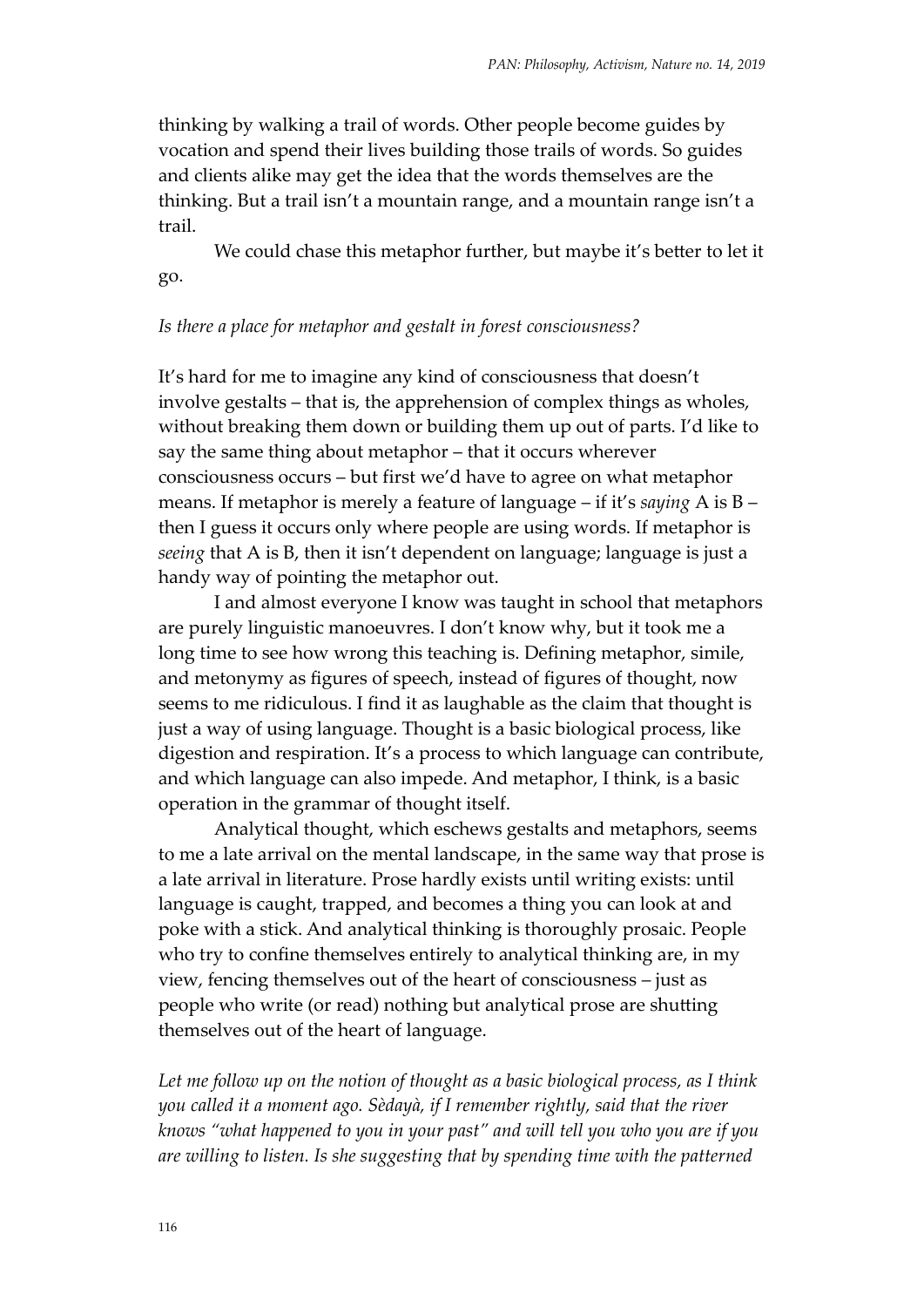thinking by walking a trail of words. Other people become guides by vocation and spend their lives building those trails of words. So guides and clients alike may get the idea that the words themselves are the thinking. But a trail isn't a mountain range, and a mountain range isn't a trail.

We could chase this metaphor further, but maybe it's better to let it go.

*Is there a place for metaphor and gestalt in forest consciousness?*

It's hard for me to imagine any kind of consciousness that doesn't involve gestalts – that is, the apprehension of complex things as wholes, without breaking them down or building them up out of parts. I'd like to say the same thing about metaphor – that it occurs wherever consciousness occurs – but first we'd have to agree on what metaphor means. If metaphor is merely a feature of language – if it's *saying* A is B – then I guess it occurs only where people are using words. If metaphor is *seeing* that A is B, then it isn't dependent on language; language is just a handy way of pointing the metaphor out.

I and almost everyone I know was taught in school that metaphors are purely linguistic manoeuvres. I don't know why, but it took me a long time to see how wrong this teaching is. Defining metaphor, simile, and metonymy as figures of speech, instead of figures of thought, now seems to me ridiculous. I find it as laughable as the claim that thought is just a way of using language. Thought is a basic biological process, like digestion and respiration. It's a process to which language can contribute, and which language can also impede. And metaphor, I think, is a basic operation in the grammar of thought itself.

Analytical thought, which eschews gestalts and metaphors, seems to me a late arrival on the mental landscape, in the same way that prose is a late arrival in literature. Prose hardly exists until writing exists: until language is caught, trapped, and becomes a thing you can look at and poke with a stick. And analytical thinking is thoroughly prosaic. People who try to confine themselves entirely to analytical thinking are, in my view, fencing themselves out of the heart of consciousness – just as people who write (or read) nothing but analytical prose are shutting themselves out of the heart of language.

*Let me follow up on the notion of thought as a basic biological process, as I think you called it a moment ago. Sèdayà, if I remember rightly, said that the river knows "what happened to you in your past" and will tell you who you are if you are willing to listen. Is she suggesting that by spending time with the patterned*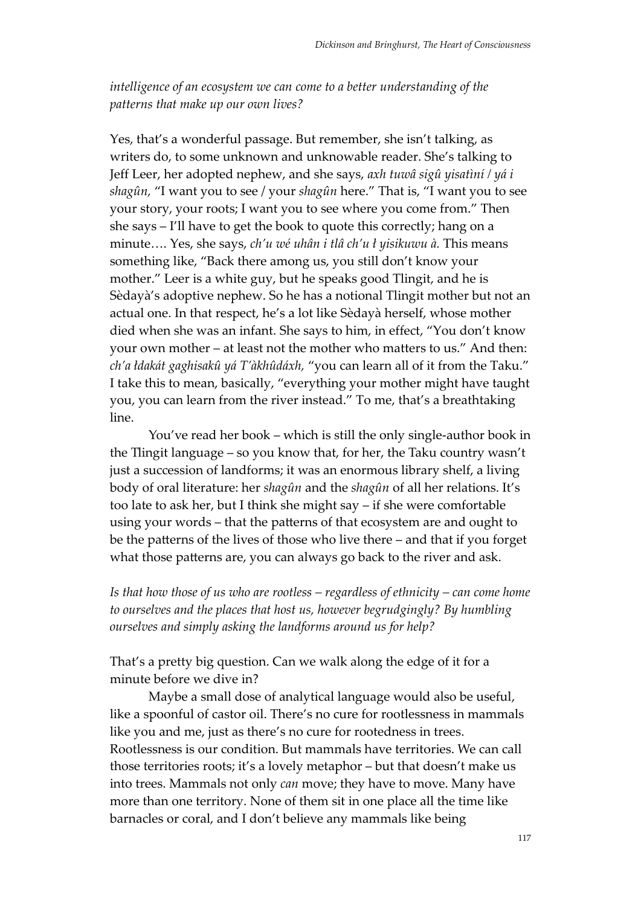*intelligence of an ecosystem we can come to a better understanding of the patterns that make up our own lives?*

Yes, that's a wonderful passage. But remember, she isn't talking, as writers do, to some unknown and unknowable reader. She's talking to Jeff Leer, her adopted nephew, and she says, *axh tuwâ sigû yisatìní / yá i shagûn,* "I want you to see / your *shagûn* here." That is, "I want you to see your story, your roots; I want you to see where you come from." Then she says – I'll have to get the book to quote this correctly; hang on a minute…. Yes, she says, *ch'u wé uhân i tlâ ch'u ł yisikuwu à.* This means something like, "Back there among us, you still don't know your mother." Leer is a white guy, but he speaks good Tlingit, and he is Sèdayà's adoptive nephew. So he has a notional Tlingit mother but not an actual one. In that respect, he's a lot like Sèdayà herself, whose mother died when she was an infant. She says to him, in effect, "You don't know your own mother – at least not the mother who matters to us." And then: *ch'a łdakát gaghisakû yá T'àkhûdáxh,* "you can learn all of it from the Taku." I take this to mean, basically, "everything your mother might have taught you, you can learn from the river instead." To me, that's a breathtaking line.

You've read her book – which is still the only single-author book in the Tlingit language – so you know that, for her, the Taku country wasn't just a succession of landforms; it was an enormous library shelf, a living body of oral literature: her *shagûn* and the *shagûn* of all her relations. It's too late to ask her, but I think she might say – if she were comfortable using your words – that the patterns of that ecosystem are and ought to be the patterns of the lives of those who live there – and that if you forget what those patterns are, you can always go back to the river and ask.

*Is that how those of us who are rootless – regardless of ethnicity – can come home to ourselves and the places that host us, however begrudgingly? By humbling ourselves and simply asking the landforms around us for help?*

That's a pretty big question. Can we walk along the edge of it for a minute before we dive in?

Maybe a small dose of analytical language would also be useful, like a spoonful of castor oil. There's no cure for rootlessness in mammals like you and me, just as there's no cure for rootedness in trees. Rootlessness is our condition. But mammals have territories. We can call those territories roots; it's a lovely metaphor – but that doesn't make us into trees. Mammals not only *can* move; they have to move. Many have more than one territory. None of them sit in one place all the time like barnacles or coral, and I don't believe any mammals like being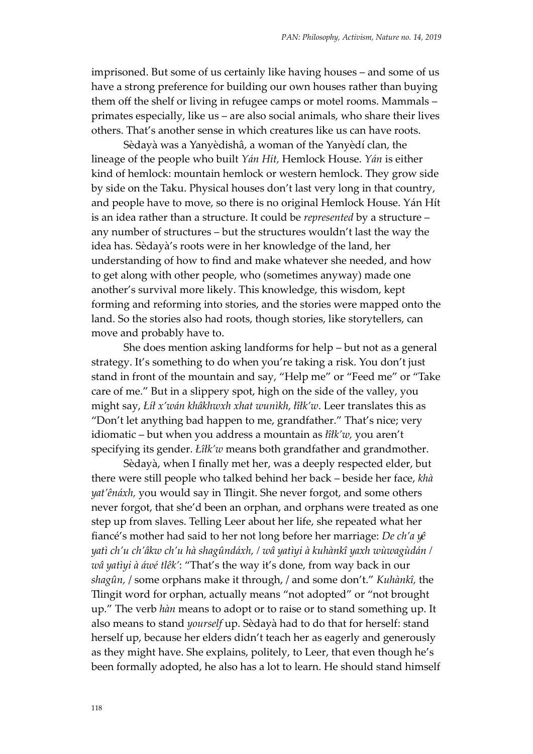imprisoned. But some of us certainly like having houses – and some of us have a strong preference for building our own houses rather than buying them off the shelf or living in refugee camps or motel rooms. Mammals – primates especially, like us – are also social animals, who share their lives others. That's another sense in which creatures like us can have roots.

Sèdayà was a Yanyèdishâ, a woman of the Yanyèdí clan, the lineage of the people who built *Yán Hít,* Hemlock House. *Yán* is either kind of hemlock: mountain hemlock or western hemlock. They grow side by side on the Taku. Physical houses don't last very long in that country, and people have to move, so there is no original Hemlock House. Yán Hít is an idea rather than a structure. It could be *represented* by a structure – any number of structures – but the structures wouldn't last the way the idea has. Sèdayà's roots were in her knowledge of the land, her understanding of how to find and make whatever she needed, and how to get along with other people, who (sometimes anyway) made one another's survival more likely. This knowledge, this wisdom, kept forming and reforming into stories, and the stories were mapped onto the land. So the stories also had roots, though stories, like storytellers, can move and probably have to.

She does mention asking landforms for help – but not as a general strategy. It's something to do when you're taking a risk. You don't just stand in front of the mountain and say, "Help me" or "Feed me" or "Take care of me." But in a slippery spot, high on the side of the valley, you might say, *Łíł x'wán khâkhwxh xhat wunìkh, łîłk'w*. Leer translates this as "Don't let anything bad happen to me, grandfather." That's nice; very idiomatic – but when you address a mountain as *łîłk'w,* you aren't specifying its gender. *Łîłk'w* means both grandfather and grandmother.

Sèdayà, when I finally met her, was a deeply respected elder, but there were still people who talked behind her back – beside her face, *khà yat'ênáxh,* you would say in Tlingit. She never forgot, and some others never forgot, that she'd been an orphan, and orphans were treated as one step up from slaves. Telling Leer about her life, she repeated what her fiancé's mother had said to her not long before her marriage: *De ch'a yê yatì ch'u ch'âkw ch'u hà shagûndáxh, / wâ yatìyi à kuhànkî yaxh wùwagùdán / wâ yatìyi à áwé tlêk'*: "That's the way it's done, from way back in our *shagûn,* / some orphans make it through, / and some don't." *Kuhànkî,* the Tlingit word for orphan, actually means "not adopted" or "not brought up." The verb *hàn* means to adopt or to raise or to stand something up. It also means to stand *yourself* up. Sèdayà had to do that for herself: stand herself up, because her elders didn't teach her as eagerly and generously as they might have. She explains, politely, to Leer, that even though he's been formally adopted, he also has a lot to learn. He should stand himself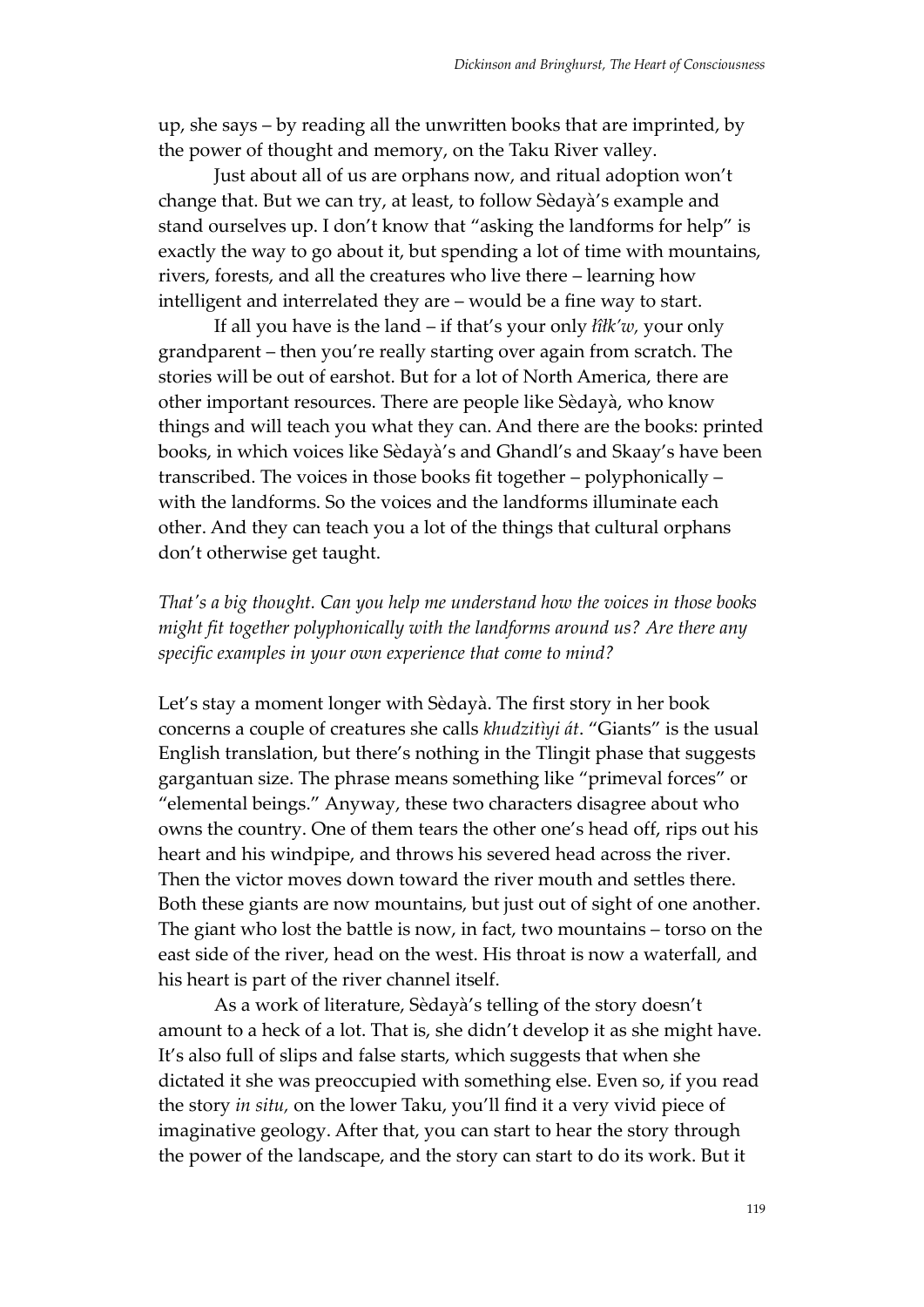up, she says – by reading all the unwritten books that are imprinted, by the power of thought and memory, on the Taku River valley.

Just about all of us are orphans now, and ritual adoption won't change that. But we can try, at least, to follow Sèdayà's example and stand ourselves up. I don't know that "asking the landforms for help" is exactly the way to go about it, but spending a lot of time with mountains, rivers, forests, and all the creatures who live there – learning how intelligent and interrelated they are – would be a fine way to start.

If all you have is the land – if that's your only *łiłk'w*, your only grandparent – then you're really starting over again from scratch. The stories will be out of earshot. But for a lot of North America, there are other important resources. There are people like Sèdayà, who know things and will teach you what they can. And there are the books: printed books, in which voices like Sèdayà's and Ghandl's and Skaay's have been transcribed. The voices in those books fit together – polyphonically – with the landforms. So the voices and the landforms illuminate each other. And they can teach you a lot of the things that cultural orphans don't otherwise get taught.

*That's a big thought. Can you help me understand how the voices in those books might fit together polyphonically with the landforms around us? Are there any specific examples in your own experience that come to mind?*

Let's stay a moment longer with Sèdayà. The first story in her book concerns a couple of creatures she calls *khudzitìyi át*. "Giants" is the usual English translation, but there's nothing in the Tlingit phase that suggests gargantuan size. The phrase means something like "primeval forces" or "elemental beings." Anyway, these two characters disagree about who owns the country. One of them tears the other one's head off, rips out his heart and his windpipe, and throws his severed head across the river. Then the victor moves down toward the river mouth and settles there. Both these giants are now mountains, but just out of sight of one another. The giant who lost the battle is now, in fact, two mountains – torso on the east side of the river, head on the west. His throat is now a waterfall, and his heart is part of the river channel itself.

As a work of literature, Sèdayà's telling of the story doesn't amount to a heck of a lot. That is, she didn't develop it as she might have. It's also full of slips and false starts, which suggests that when she dictated it she was preoccupied with something else. Even so, if you read the story *in situ*, on the lower Taku, you'll find it a very vivid piece of imaginative geology. After that, you can start to hear the story through the power of the landscape, and the story can start to do its work. But it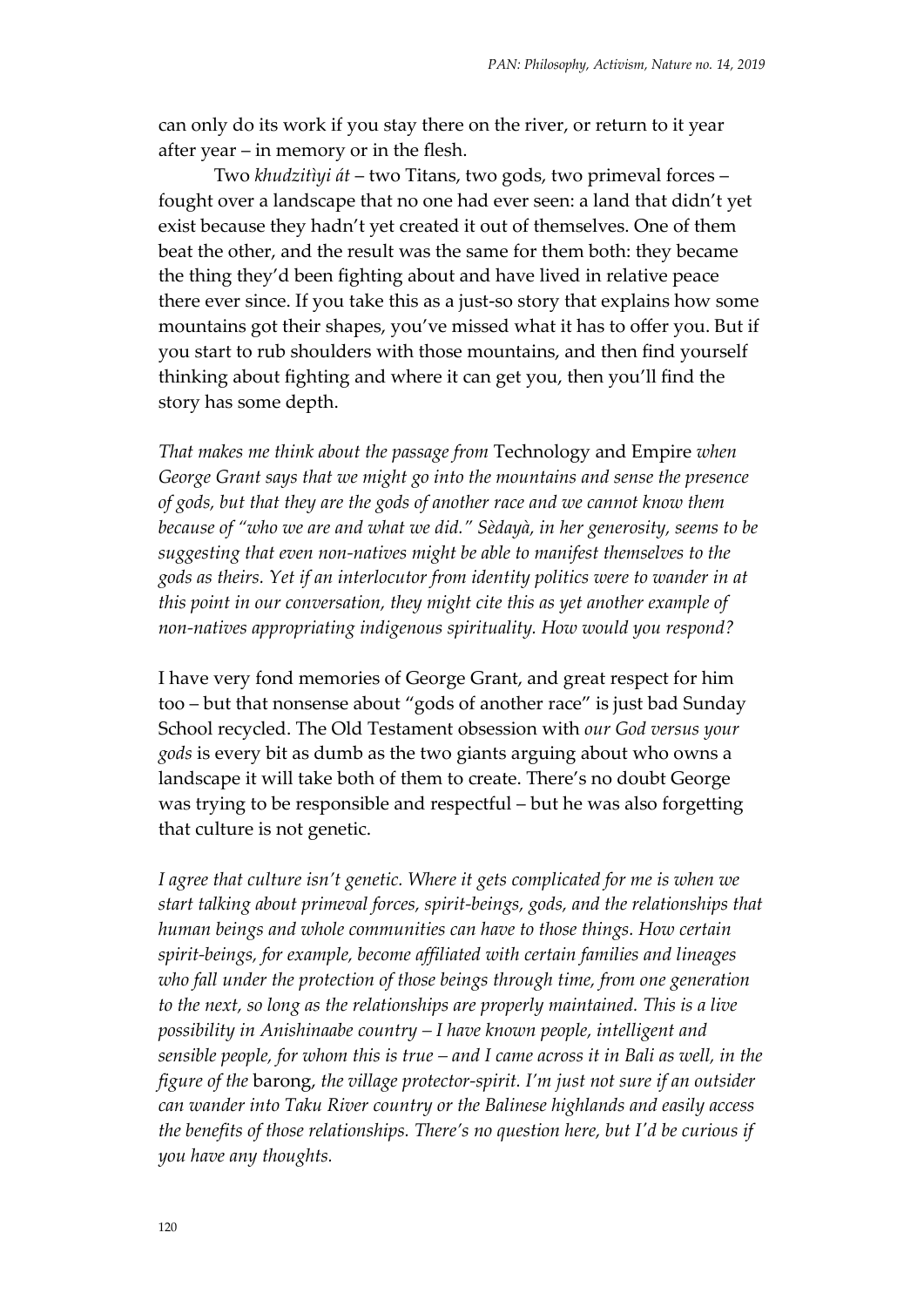can only do its work if you stay there on the river, or return to it year after year – in memory or in the flesh.

Two *khudzitìyi át* – two Titans, two gods, two primeval forces – fought over a landscape that no one had ever seen: a land that didn't yet exist because they hadn't yet created it out of themselves. One of them beat the other, and the result was the same for them both: they became the thing they'd been fighting about and have lived in relative peace there ever since. If you take this as a just-so story that explains how some mountains got their shapes, you've missed what it has to offer you. But if you start to rub shoulders with those mountains, and then find yourself thinking about fighting and where it can get you, then you'll find the story has some depth.

*That makes me think about the passage from* Technology and Empire *when George Grant says that we might go into the mountains and sense the presence of gods, but that they are the gods of another race and we cannot know them because of "who we are and what we did." Sèdayà, in her generosity, seems to be suggesting that even non-natives might be able to manifest themselves to the gods as theirs. Yet if an interlocutor from identity politics were to wander in at this point in our conversation, they might cite this as yet another example of non-natives appropriating indigenous spirituality. How would you respond?*

I have very fond memories of George Grant, and great respect for him too – but that nonsense about "gods of another race" is just bad Sunday School recycled. The Old Testament obsession with *our God versus your gods* is every bit as dumb as the two giants arguing about who owns a landscape it will take both of them to create. There's no doubt George was trying to be responsible and respectful – but he was also forgetting that culture is not genetic.

*I agree that culture isn't genetic. Where it gets complicated for me is when we start talking about primeval forces, spirit-beings, gods, and the relationships that human beings and whole communities can have to those things. How certain spirit-beings, for example, become affiliated with certain families and lineages who fall under the protection of those beings through time, from one generation to the next, so long as the relationships are properly maintained. This is a live possibility in Anishinaabe country – I have known people, intelligent and sensible people, for whom this is true – and I came across it in Bali as well, in the figure of the* barong, *the village protector-spirit. I'm just not sure if an outsider can wander into Taku River country or the Balinese highlands and easily access the benefits of those relationships. There's no question here, but I'd be curious if you have any thoughts.*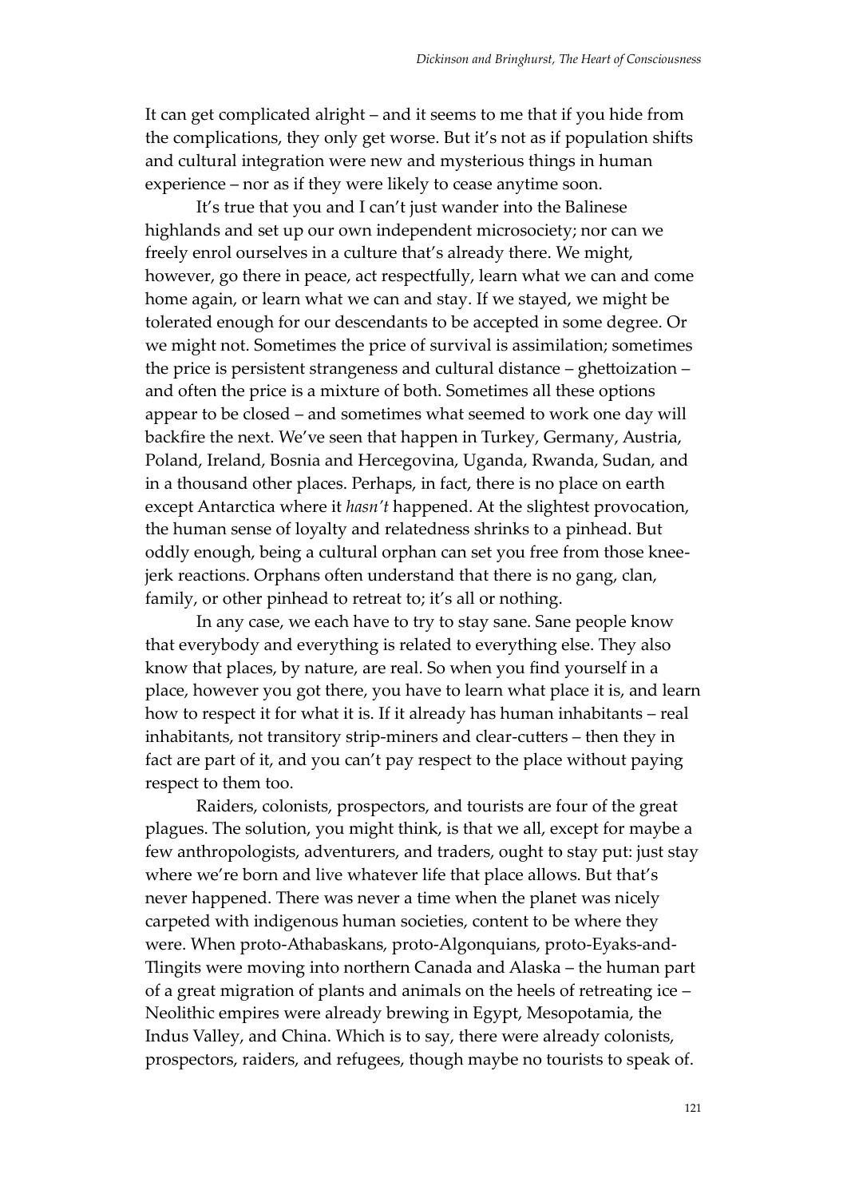It can get complicated alright – and it seems to me that if you hide from the complications, they only get worse. But it's not as if population shifts and cultural integration were new and mysterious things in human experience – nor as if they were likely to cease anytime soon.

It's true that you and I can't just wander into the Balinese highlands and set up our own independent microsociety; nor can we freely enrol ourselves in a culture that's already there. We might, however, go there in peace, act respectfully, learn what we can and come home again, or learn what we can and stay. If we stayed, we might be tolerated enough for our descendants to be accepted in some degree. Or we might not. Sometimes the price of survival is assimilation; sometimes the price is persistent strangeness and cultural distance – ghettoization – and often the price is a mixture of both. Sometimes all these options appear to be closed – and sometimes what seemed to work one day will backfire the next. We've seen that happen in Turkey, Germany, Austria, Poland, Ireland, Bosnia and Hercegovina, Uganda, Rwanda, Sudan, and in a thousand other places. Perhaps, in fact, there is no place on earth except Antarctica where it *hasn't* happened. At the slightest provocation, the human sense of loyalty and relatedness shrinks to a pinhead. But oddly enough, being a cultural orphan can set you free from those knee-jerk reactions. Orphans often understand that there is no gang, clan, family, or other pinhead to retreat to; it's all or nothing.

In any case, we each have to try to stay sane. Sane people know that everybody and everything is related to everything else. They also know that places, by nature, are real. So when you find yourself in a place, however you got there, you have to learn what place it is, and learn how to respect it for what it is. If it already has human inhabitants – real inhabitants, not transitory strip-miners and clear-cutters – then they in fact are part of it, and you can't pay respect to the place without paying respect to them too.

Raiders, colonists, prospectors, and tourists are four of the great plagues. The solution, you might think, is that we all, except for maybe a few anthropologists, adventurers, and traders, ought to stay put: just stay where we're born and live whatever life that place allows. But that's never happened. There was never a time when the planet was nicely carpeted with indigenous human societies, content to be where they were. When proto-Athabaskans, proto-Algonquians, proto-Eyaks-and-Tlingits were moving into northern Canada and Alaska – the human part of a great migration of plants and animals on the heels of retreating ice – Neolithic empires were already brewing in Egypt, Mesopotamia, the Indus Valley, and China. Which is to say, there were already colonists, prospectors, raiders, and refugees, though maybe no tourists to speak of.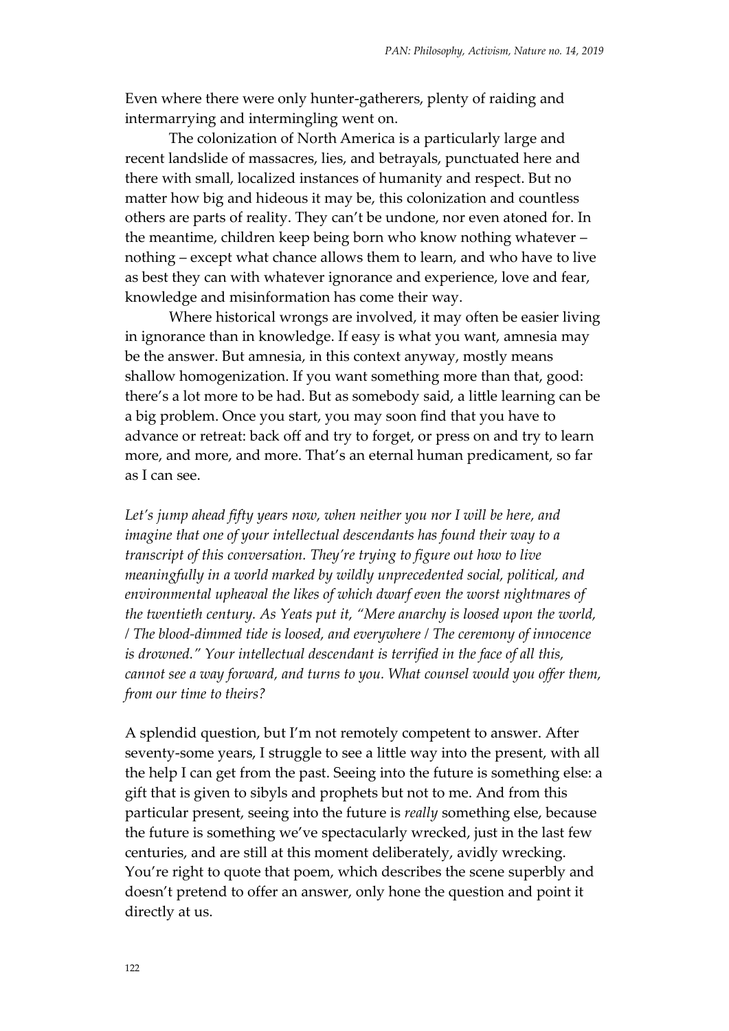Even where there were only hunter-gatherers, plenty of raiding and intermarrying and intermingling went on.

The colonization of North America is a particularly large and recent landslide of massacres, lies, and betrayals, punctuated here and there with small, localized instances of humanity and respect. But no matter how big and hideous it may be, this colonization and countless others are parts of reality. They can't be undone, nor even atoned for. In the meantime, children keep being born who know nothing whatever – nothing – except what chance allows them to learn, and who have to live as best they can with whatever ignorance and experience, love and fear, knowledge and misinformation has come their way.

Where historical wrongs are involved, it may often be easier living in ignorance than in knowledge. If easy is what you want, amnesia may be the answer. But amnesia, in this context anyway, mostly means shallow homogenization. If you want something more than that, good: there's a lot more to be had. But as somebody said, a little learning can be a big problem. Once you start, you may soon find that you have to advance or retreat: back off and try to forget, or press on and try to learn more, and more, and more. That's an eternal human predicament, so far as I can see.

*Let's jump ahead fifty years now, when neither you nor I will be here, and imagine that one of your intellectual descendants has found their way to a transcript of this conversation. They're trying to figure out how to live meaningfully in a world marked by wildly unprecedented social, political, and environmental upheaval the likes of which dwarf even the worst nightmares of the twentieth century. As Yeats put it, "Mere anarchy is loosed upon the world, / The blood-dimmed tide is loosed, and everywhere / The ceremony of innocence is drowned." Your intellectual descendant is terrified in the face of all this, cannot see a way forward, and turns to you. What counsel would you offer them, from our time to theirs?*

A splendid question, but I'm not remotely competent to answer. After seventy-some years, I struggle to see a little way into the present, with all the help I can get from the past. Seeing into the future is something else: a gift that is given to sibyls and prophets but not to me. And from this particular present, seeing into the future is *really* something else, because the future is something we've spectacularly wrecked, just in the last few centuries, and are still at this moment deliberately, avidly wrecking. You're right to quote that poem, which describes the scene superbly and doesn't pretend to offer an answer, only hone the question and point it directly at us.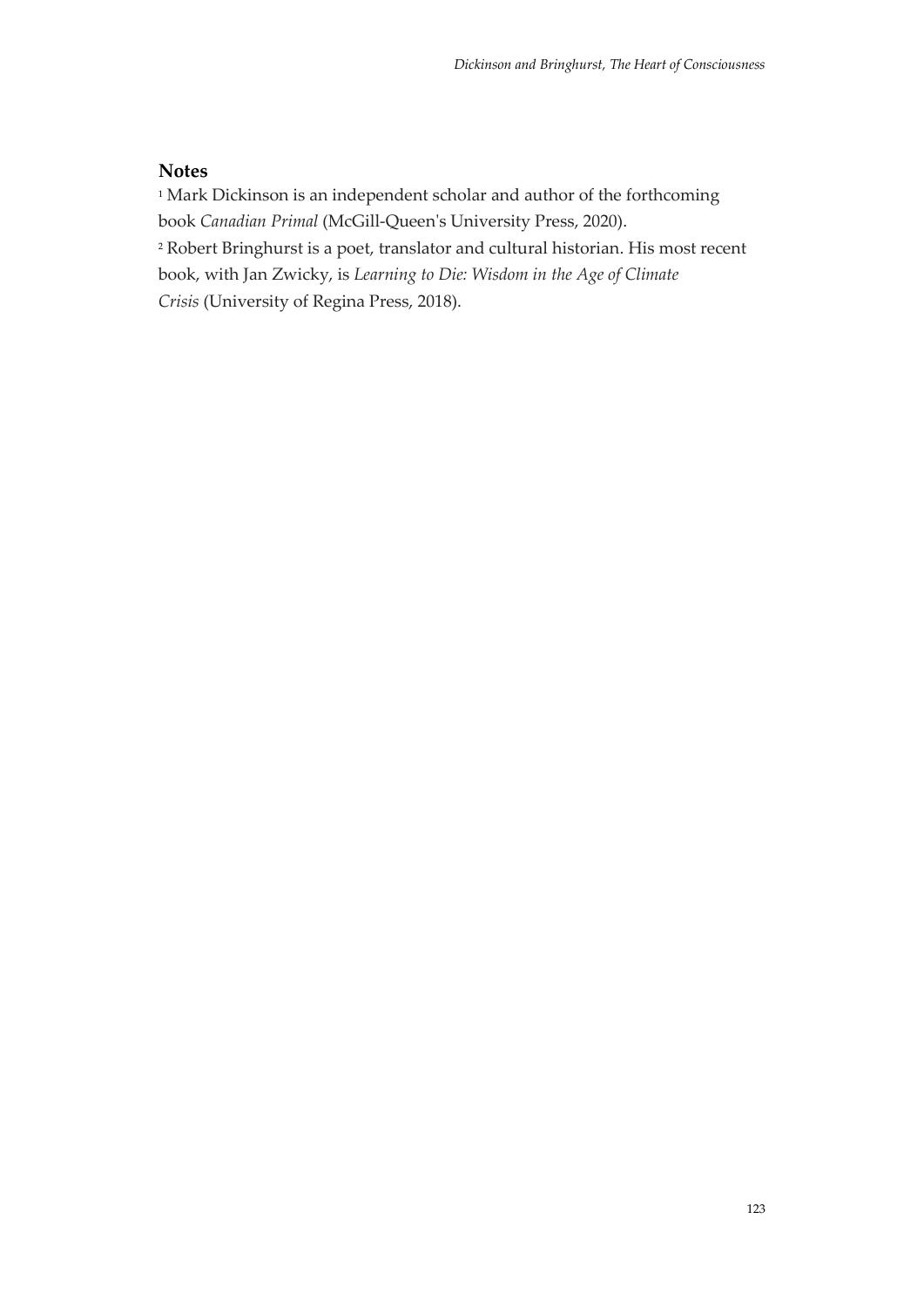## Notes

[1] Mark Dickinson is an independent scholar and author of the forthcoming book *Canadian Primal* (McGill-Queen's University Press, 2020).

[2] Robert Bringhurst is a poet, translator and cultural historian. His most recent book, with Jan Zwicky, is *Learning to Die: Wisdom in the Age of Climate Crisis* (University of Regina Press, 2018).